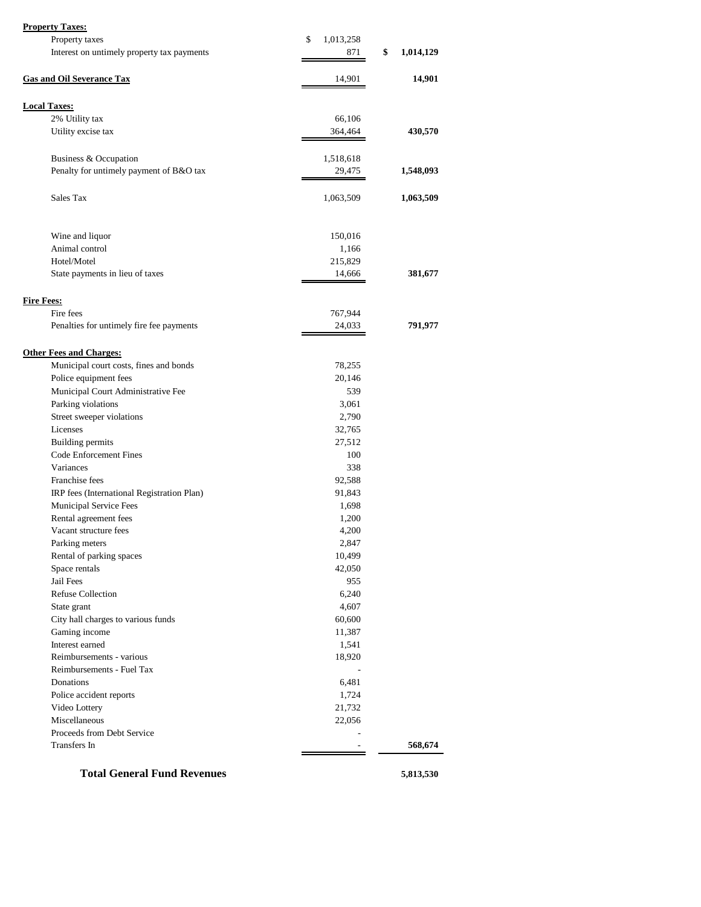| | | |
|---|---|---|
| **Property Taxes:** | | |
| Property taxes | $ 1,013,258 | |
| Interest on untimely property tax payments | 871 | $ 1,014,129 |
| **Gas and Oil Severance Tax** | 14,901 | 14,901 |
| **Local Taxes:** | | |
| 2% Utility tax | 66,106 | |
| Utility excise tax | 364,464 | 430,570 |
| Business & Occupation | 1,518,618 | |
| Penalty for untimely payment of B&O tax | 29,475 | 1,548,093 |
| Sales Tax | 1,063,509 | 1,063,509 |
| Wine and liquor | 150,016 | |
| Animal control | 1,166 | |
| Hotel/Motel | 215,829 | |
| State payments in lieu of taxes | 14,666 | 381,677 |
| **Fire Fees:** | | |
| Fire fees | 767,944 | |
| Penalties for untimely fire fee payments | 24,033 | 791,977 |
| **Other Fees and Charges:** | | |
| Municipal court costs, fines and bonds | 78,255 | |
| Police equipment fees | 20,146 | |
| Municipal Court Administrative Fee | 539 | |
| Parking violations | 3,061 | |
| Street sweeper violations | 2,790 | |
| Licenses | 32,765 | |
| Building permits | 27,512 | |
| Code Enforcement Fines | 100 | |
| Variances | 338 | |
| Franchise fees | 92,588 | |
| IRP fees (International Registration Plan) | 91,843 | |
| Municipal Service Fees | 1,698 | |
| Rental agreement fees | 1,200 | |
| Vacant structure fees | 4,200 | |
| Parking meters | 2,847 | |
| Rental of parking spaces | 10,499 | |
| Space rentals | 42,050 | |
| Jail Fees | 955 | |
| Refuse Collection | 6,240 | |
| State grant | 4,607 | |
| City hall charges to various funds | 60,600 | |
| Gaming income | 11,387 | |
| Interest earned | 1,541 | |
| Reimbursements - various | 18,920 | |
| Reimbursements - Fuel Tax | - | |
| Donations | 6,481 | |
| Police accident reports | 1,724 | |
| Video Lottery | 21,732 | |
| Miscellaneous | 22,056 | |
| Proceeds from Debt Service | - | |
| Transfers In | - | 568,674 |
| **Total General Fund Revenues** | | 5,813,530 |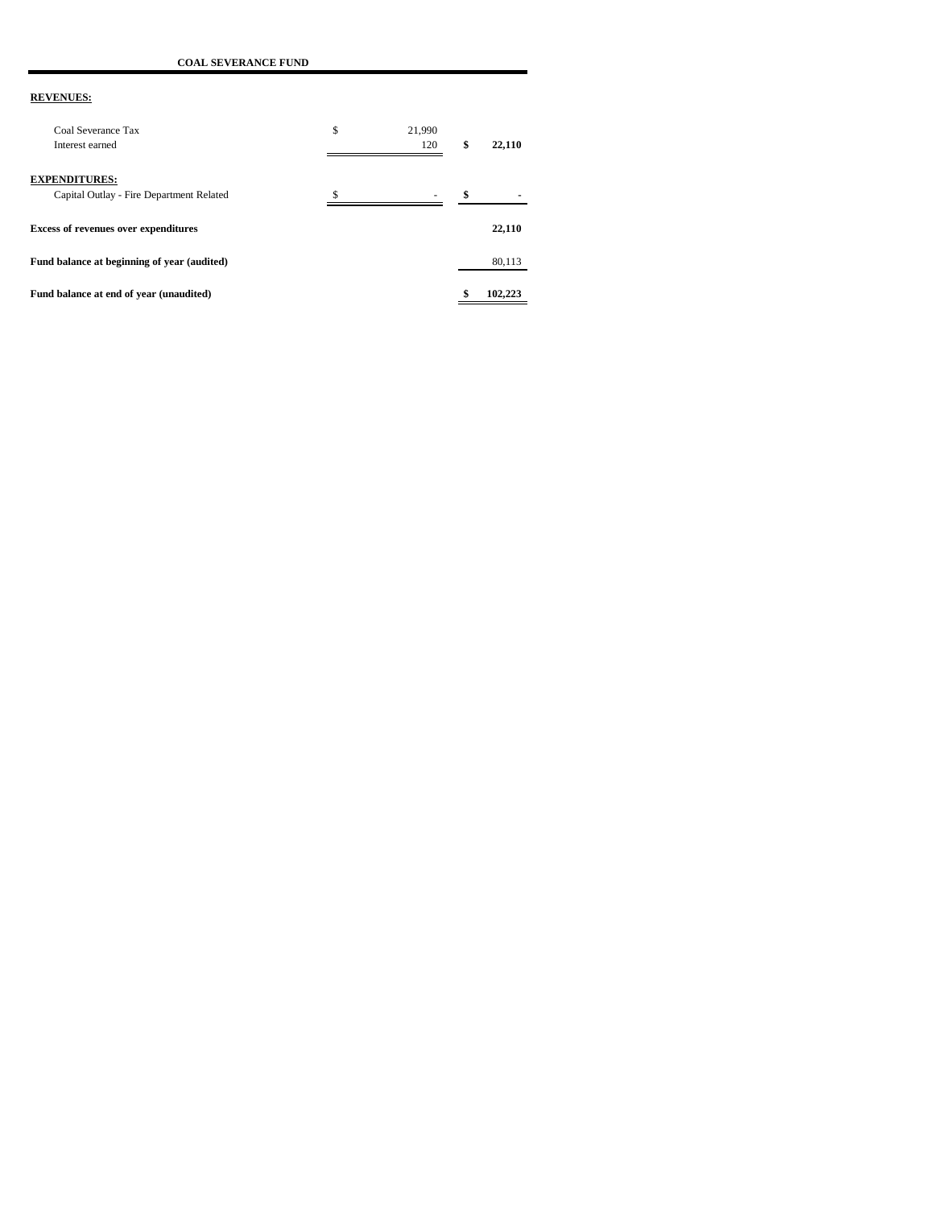## COAL SEVERANCE FUND

| | | |
|---|---|---|
| **REVENUES:** | | |
| Coal Severance Tax | $ 21,990 | |
| Interest earned | 120 | **$ 22,110** |
| **EXPENDITURES:** | | |
| Capital Outlay - Fire Department Related | $ - | **$ -** |
| **Excess of revenues over expenditures** | | **22,110** |
| **Fund balance at beginning of year (audited)** | | 80,113 |
| **Fund balance at end of year (unaudited)** | | **$ 102,223** |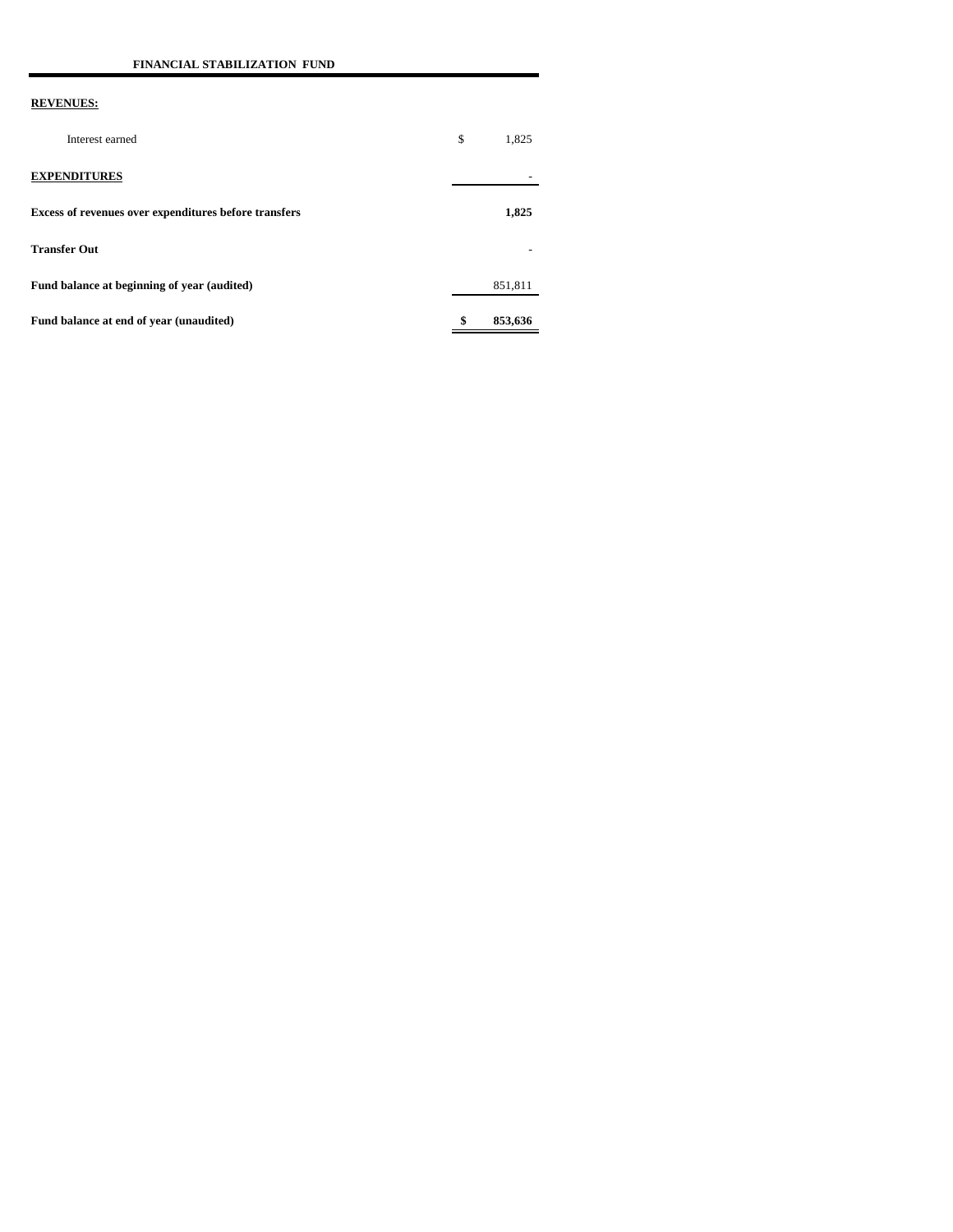**FINANCIAL STABILIZATION FUND**

| | | |
|---|---|---|
| **REVENUES:** | | |
| Interest earned | $ | 1,825 |
| **EXPENDITURES** | | - |
| **Excess of revenues over expenditures before transfers** | | **1,825** |
| **Transfer Out** | | - |
| **Fund balance at beginning of year (audited)** | | 851,811 |
| **Fund balance at end of year (unaudited)** | **$** | **853,636** |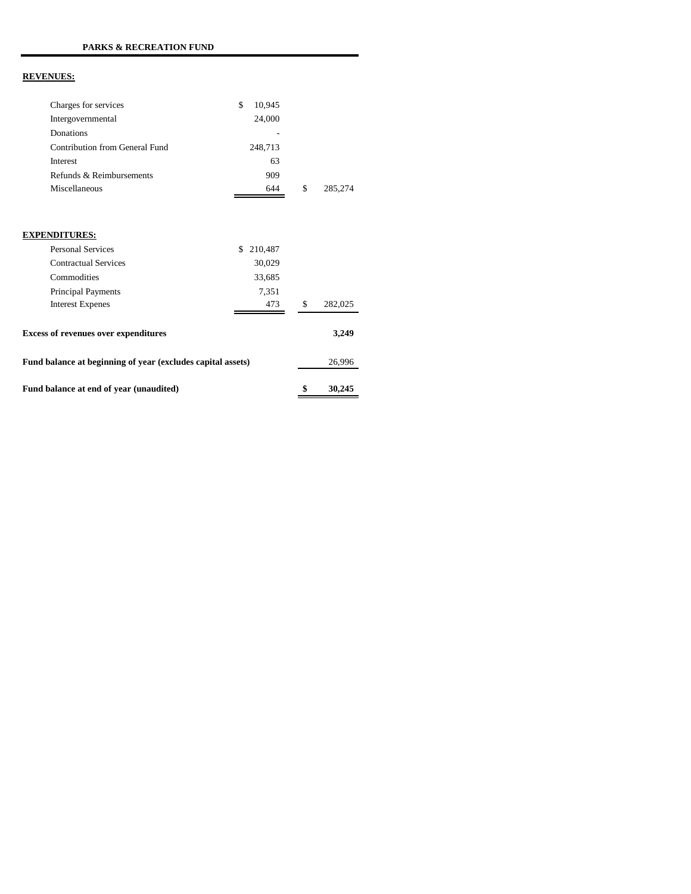**PARKS & RECREATION FUND**

**REVENUES:**

| | | |
|---|---|---|
| Charges for services | $ 10,945 | |
| Intergovernmental | 24,000 | |
| Donations | - | |
| Contribution from General Fund | 248,713 | |
| Interest | 63 | |
| Refunds & Reimbursements | 909 | |
| Miscellaneous | 644 | $ 285,274 |

**EXPENDITURES:**

| | | |
|---|---|---|
| Personal Services | $ 210,487 | |
| Contractual Services | 30,029 | |
| Commodities | 33,685 | |
| Principal Payments | 7,351 | |
| Interest Expenes | 473 | $ 282,025 |
| **Excess of revenues over expenditures** | | **3,249** |
| **Fund balance at beginning of year (excludes capital assets)** | | 26,996 |
| **Fund balance at end of year (unaudited)** | | **$ 30,245** |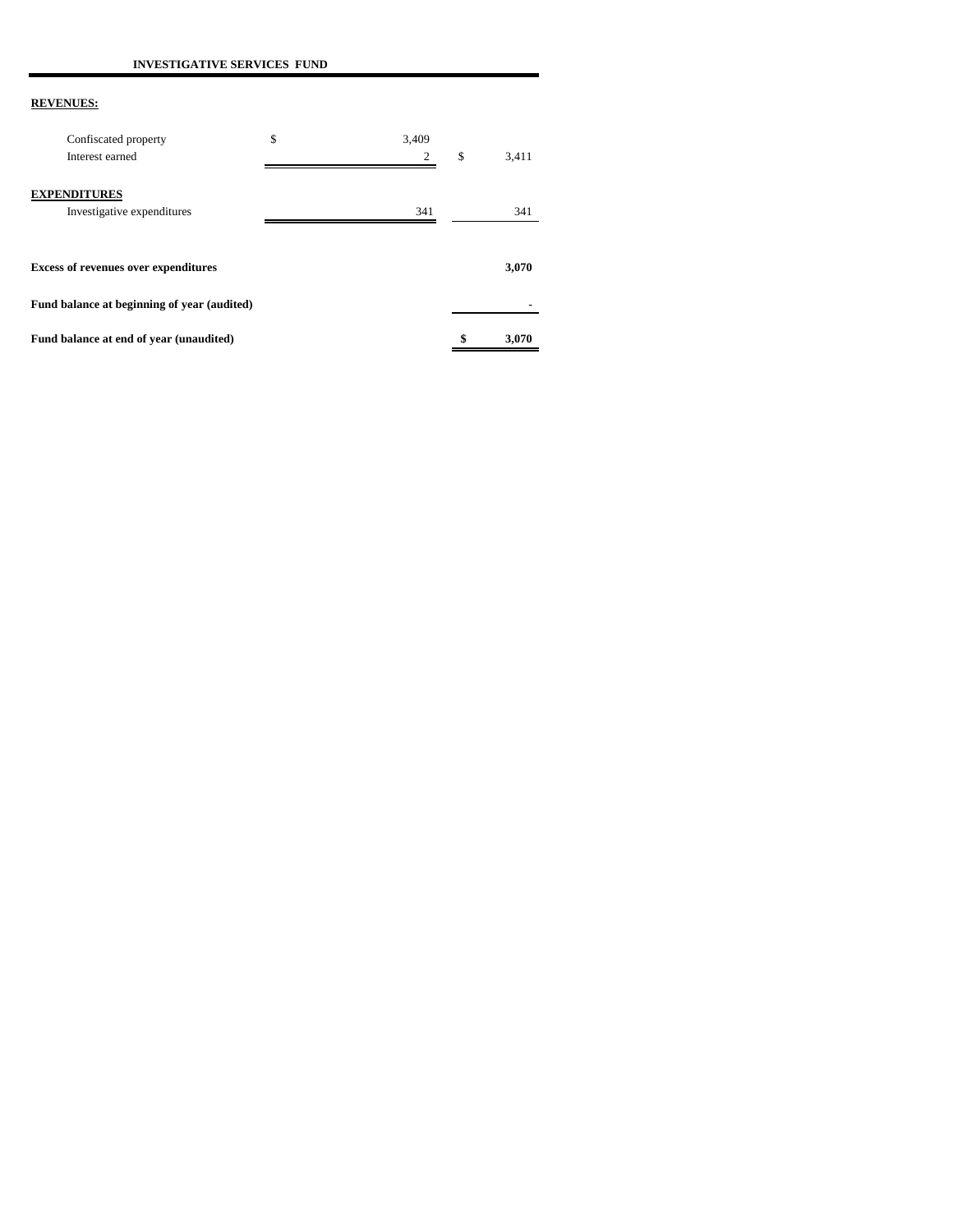**INVESTIGATIVE SERVICES FUND**

| | | |
|---|---|---|
| **REVENUES:** | | |
| Confiscated property | $ 3,409 | |
| Interest earned | 2 | $ 3,411 |
| **EXPENDITURES** | | |
| Investigative expenditures | 341 | 341 |
| **Excess of revenues over expenditures** | | **3,070** |
| **Fund balance at beginning of year (audited)** | | - |
| **Fund balance at end of year (unaudited)** | | **$ 3,070** |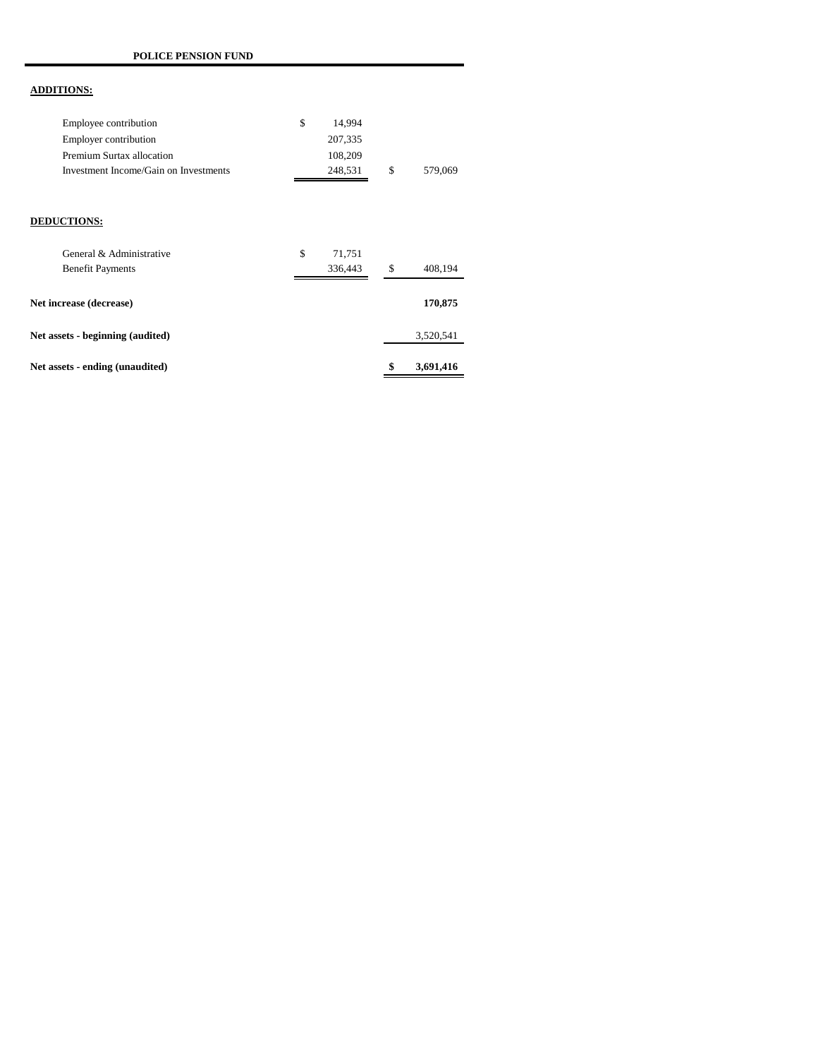**POLICE PENSION FUND**

**ADDITIONS:**

| | | |
|---|---|---|
| Employee contribution | $ 14,994 | |
| Employer contribution | 207,335 | |
| Premium Surtax allocation | 108,209 | |
| Investment Income/Gain on Investments | 248,531 | $ 579,069 |

**DEDUCTIONS:**

| | | |
|---|---|---|
| General & Administrative | $ 71,751 | |
| Benefit Payments | 336,443 | $ 408,194 |

| | |
|---|---|
| **Net increase (decrease)** | **170,875** |
| **Net assets - beginning (audited)** | 3,520,541 |
| **Net assets - ending (unaudited)** | **$ 3,691,416** |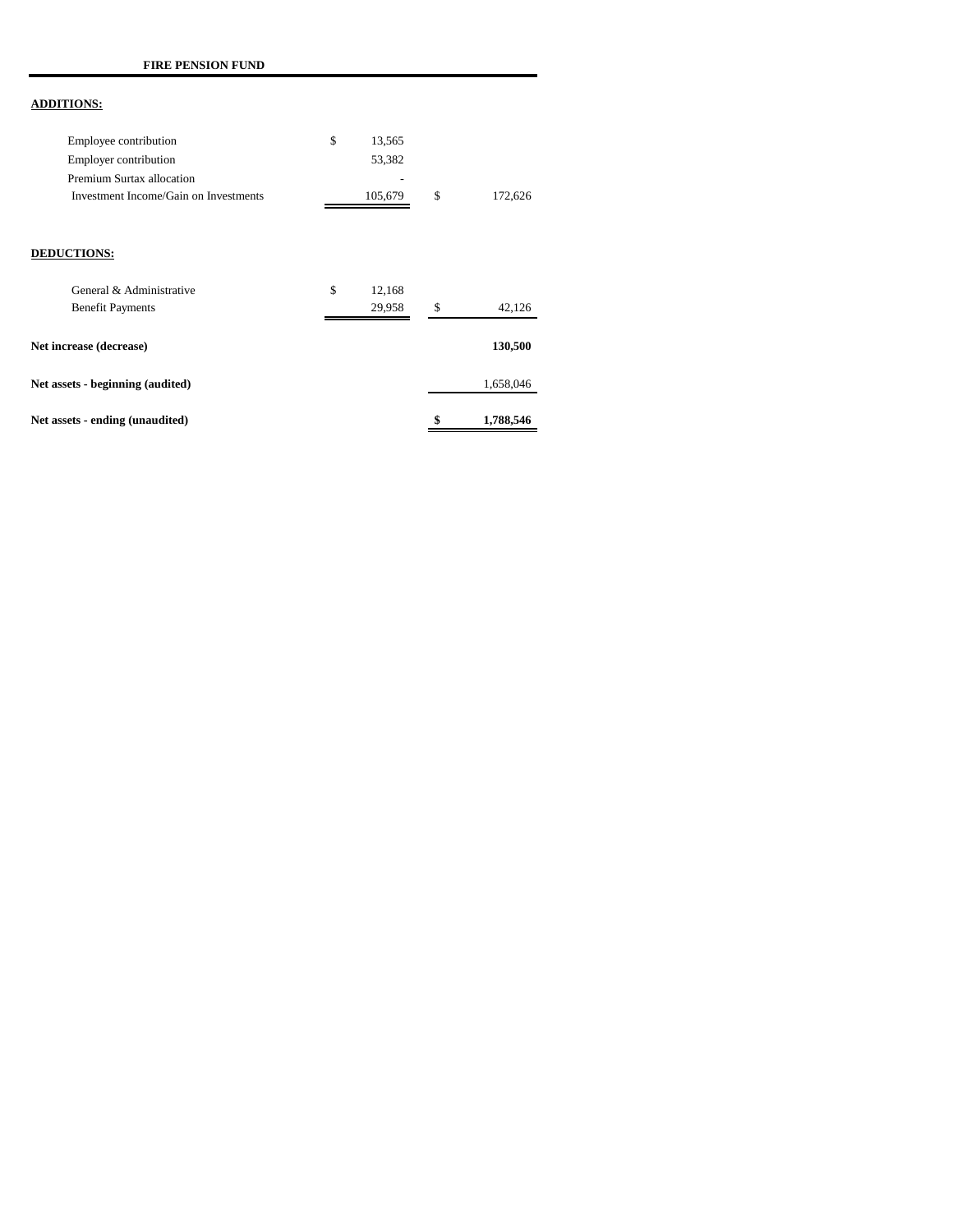**FIRE PENSION FUND**

**ADDITIONS:**

| | | |
|---|---|---|
| Employee contribution | $ 13,565 | |
| Employer contribution | 53,382 | |
| Premium Surtax allocation | - | |
| Investment Income/Gain on Investments | 105,679 | $ 172,626 |

**DEDUCTIONS:**

| | | |
|---|---|---|
| General & Administrative | $ 12,168 | |
| Benefit Payments | 29,958 | $ 42,126 |
| **Net increase (decrease)** | | **130,500** |
| **Net assets - beginning (audited)** | | 1,658,046 |
| **Net assets - ending (unaudited)** | | **$ 1,788,546** |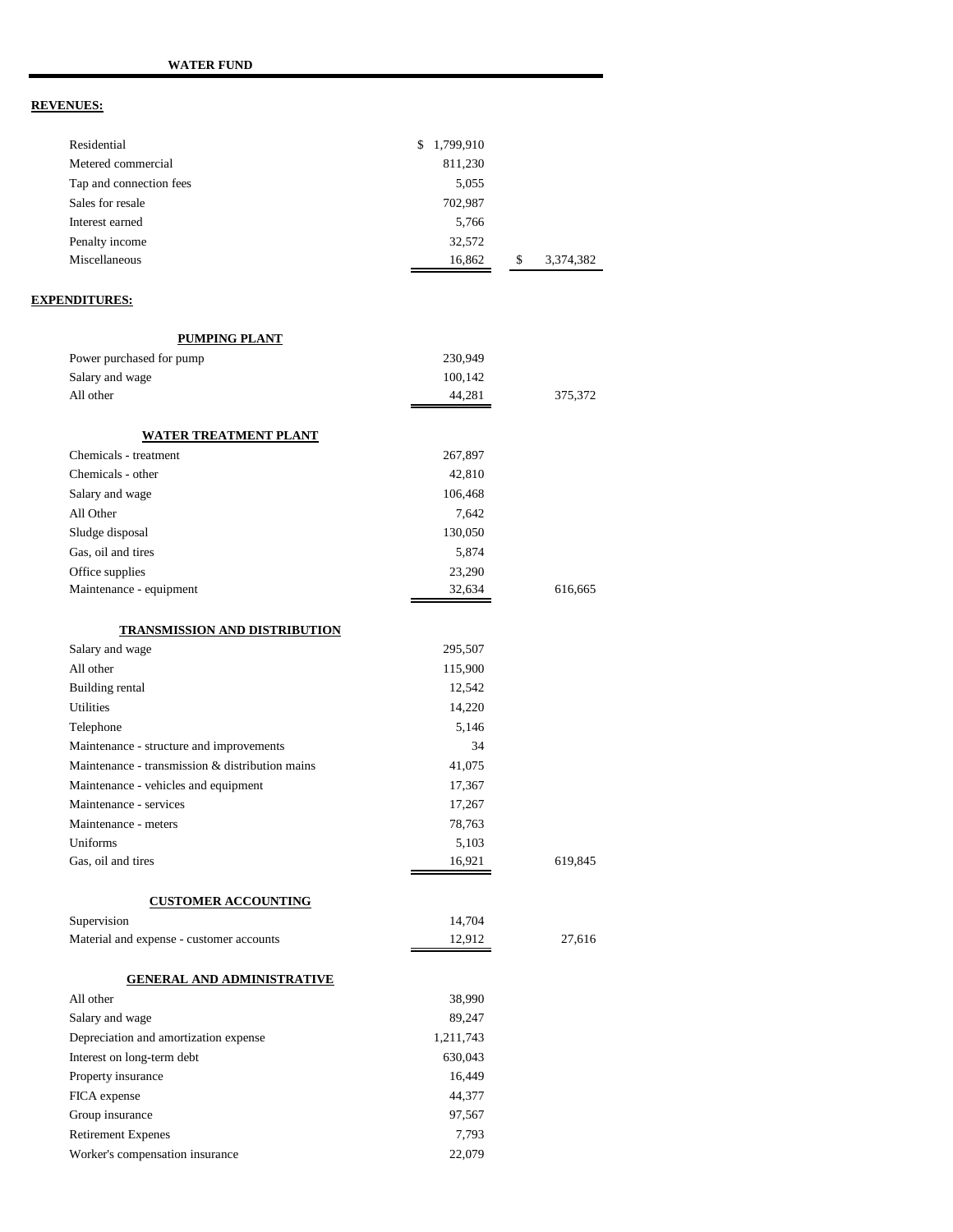**WATER FUND**

**REVENUES:**

| | | |
|---|---|---|
| Residential | $ 1,799,910 | |
| Metered commercial | 811,230 | |
| Tap and connection fees | 5,055 | |
| Sales for resale | 702,987 | |
| Interest earned | 5,766 | |
| Penalty income | 32,572 | |
| Miscellaneous | 16,862 | $ 3,374,382 |

**EXPENDITURES:**

| | | |
|---|---|---|
| **PUMPING PLANT** | | |
| Power purchased for pump | 230,949 | |
| Salary and wage | 100,142 | |
| All other | 44,281 | 375,372 |
| **WATER TREATMENT PLANT** | | |
| Chemicals - treatment | 267,897 | |
| Chemicals - other | 42,810 | |
| Salary and wage | 106,468 | |
| All Other | 7,642 | |
| Sludge disposal | 130,050 | |
| Gas, oil and tires | 5,874 | |
| Office supplies | 23,290 | |
| Maintenance - equipment | 32,634 | 616,665 |
| **TRANSMISSION AND DISTRIBUTION** | | |
| Salary and wage | 295,507 | |
| All other | 115,900 | |
| Building rental | 12,542 | |
| Utilities | 14,220 | |
| Telephone | 5,146 | |
| Maintenance - structure and improvements | 34 | |
| Maintenance - transmission & distribution mains | 41,075 | |
| Maintenance - vehicles and equipment | 17,367 | |
| Maintenance - services | 17,267 | |
| Maintenance - meters | 78,763 | |
| Uniforms | 5,103 | |
| Gas, oil and tires | 16,921 | 619,845 |
| **CUSTOMER ACCOUNTING** | | |
| Supervision | 14,704 | |
| Material and expense - customer accounts | 12,912 | 27,616 |
| **GENERAL AND ADMINISTRATIVE** | | |
| All other | 38,990 | |
| Salary and wage | 89,247 | |
| Depreciation and amortization expense | 1,211,743 | |
| Interest on long-term debt | 630,043 | |
| Property insurance | 16,449 | |
| FICA expense | 44,377 | |
| Group insurance | 97,567 | |
| Retirement Expenes | 7,793 | |
| Worker's compensation insurance | 22,079 | |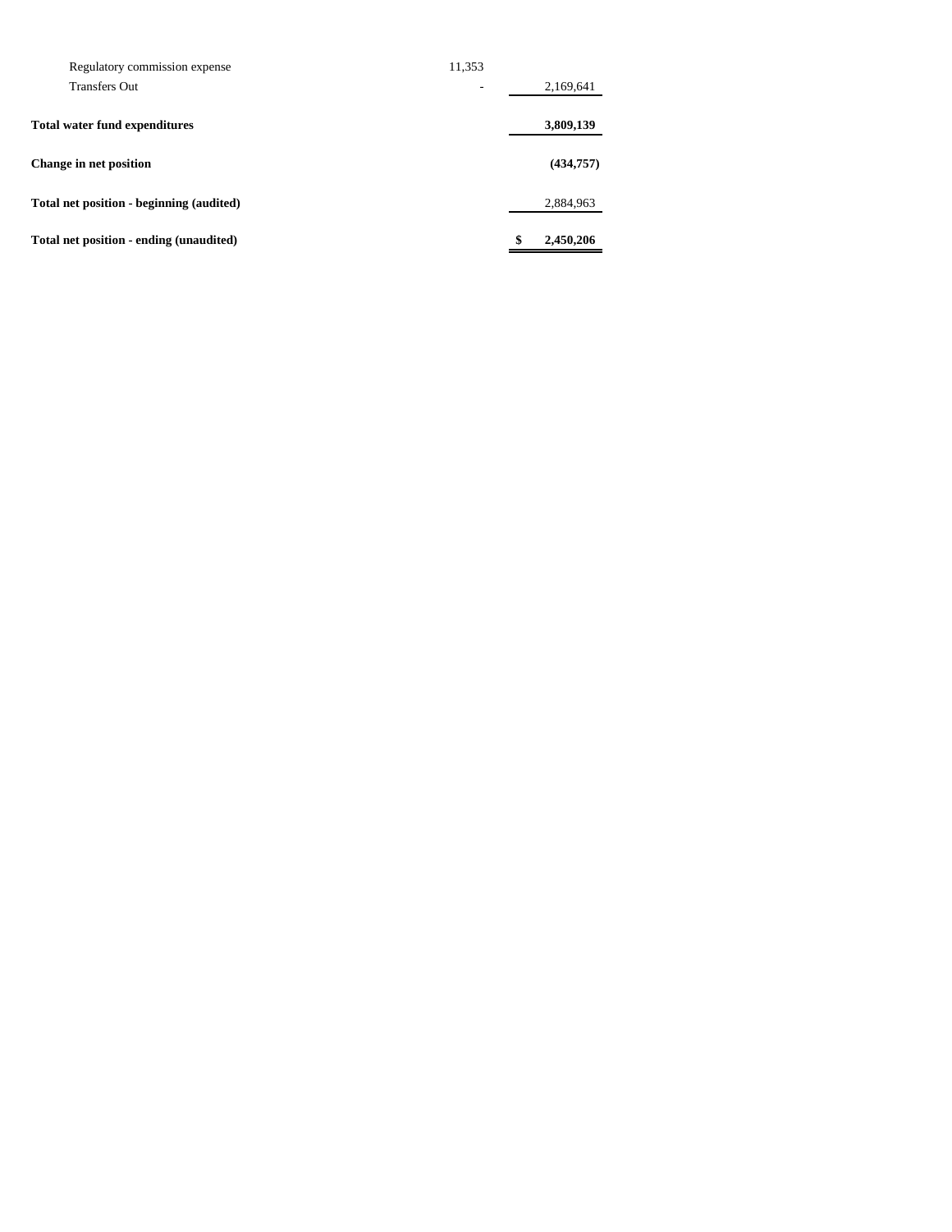| | | |
|---|---|---|
| Regulatory commission expense | 11,353 | |
| Transfers Out | - | 2,169,641 |
| **Total water fund expenditures** | | **3,809,139** |
| **Change in net position** | | **(434,757)** |
| **Total net position - beginning (audited)** | | 2,884,963 |
| **Total net position - ending (unaudited)** | | **$ 2,450,206** |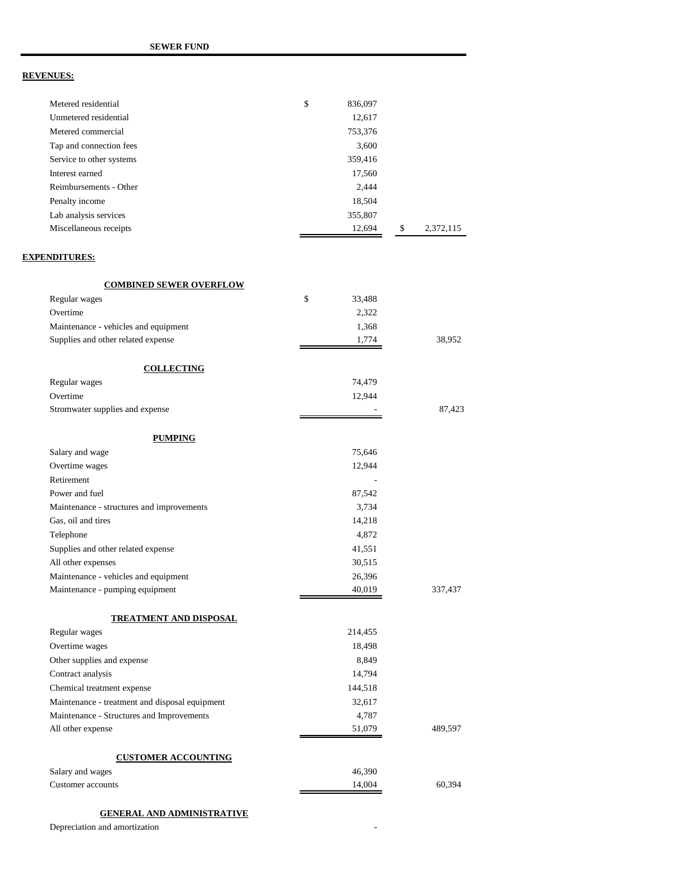**SEWER FUND**

**REVENUES:**

| | | | | |
|---|---|---|---|---|
| Metered residential | $ | 836,097 | | |
| Unmetered residential | | 12,617 | | |
| Metered commercial | | 753,376 | | |
| Tap and connection fees | | 3,600 | | |
| Service to other systems | | 359,416 | | |
| Interest earned | | 17,560 | | |
| Reimbursements - Other | | 2,444 | | |
| Penalty income | | 18,504 | | |
| Lab analysis services | | 355,807 | | |
| Miscellaneous receipts | | 12,694 | $ | 2,372,115 |

**EXPENDITURES:**

| | | | |
|---|---|---|---|
| **COMBINED SEWER OVERFLOW** | | | |
| Regular wages | $ | 33,488 | |
| Overtime | | 2,322 | |
| Maintenance - vehicles and equipment | | 1,368 | |
| Supplies and other related expense | | 1,774 | 38,952 |
| **COLLECTING** | | | |
| Regular wages | | 74,479 | |
| Overtime | | 12,944 | |
| Stromwater supplies and expense | | - | 87,423 |
| **PUMPING** | | | |
| Salary and wage | | 75,646 | |
| Overtime wages | | 12,944 | |
| Retirement | | - | |
| Power and fuel | | 87,542 | |
| Maintenance - structures and improvements | | 3,734 | |
| Gas, oil and tires | | 14,218 | |
| Telephone | | 4,872 | |
| Supplies and other related expense | | 41,551 | |
| All other expenses | | 30,515 | |
| Maintenance - vehicles and equipment | | 26,396 | |
| Maintenance - pumping equipment | | 40,019 | 337,437 |
| **TREATMENT AND DISPOSAL** | | | |
| Regular wages | | 214,455 | |
| Overtime wages | | 18,498 | |
| Other supplies and expense | | 8,849 | |
| Contract analysis | | 14,794 | |
| Chemical treatment expense | | 144,518 | |
| Maintenance - treatment and disposal equipment | | 32,617 | |
| Maintenance - Structures and Improvements | | 4,787 | |
| All other expense | | 51,079 | 489,597 |
| **CUSTOMER ACCOUNTING** | | | |
| Salary and wages | | 46,390 | |
| Customer accounts | | 14,004 | 60,394 |
| **GENERAL AND ADMINISTRATIVE** | | | |
| Depreciation and amortization | | - | |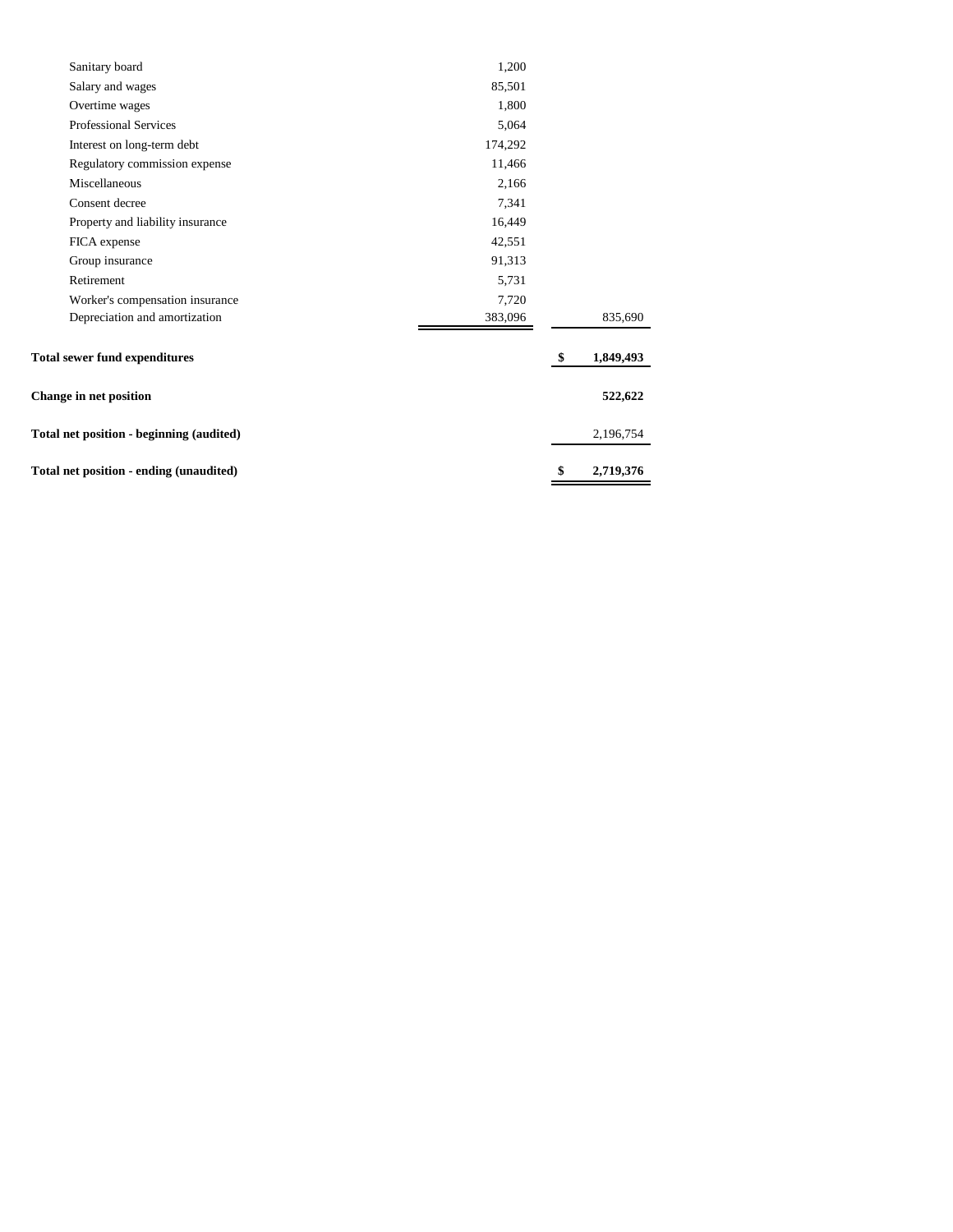| | | |
|---|---|---|
| Sanitary board | 1,200 | |
| Salary and wages | 85,501 | |
| Overtime wages | 1,800 | |
| Professional Services | 5,064 | |
| Interest on long-term debt | 174,292 | |
| Regulatory commission expense | 11,466 | |
| Miscellaneous | 2,166 | |
| Consent decree | 7,341 | |
| Property and liability insurance | 16,449 | |
| FICA expense | 42,551 | |
| Group insurance | 91,313 | |
| Retirement | 5,731 | |
| Worker's compensation insurance | 7,720 | |
| Depreciation and amortization | 383,096 | 835,690 |
| **Total sewer fund expenditures** | | **$ 1,849,493** |
| **Change in net position** | | **522,622** |
| **Total net position - beginning (audited)** | | 2,196,754 |
| **Total net position - ending (unaudited)** | | **$ 2,719,376** |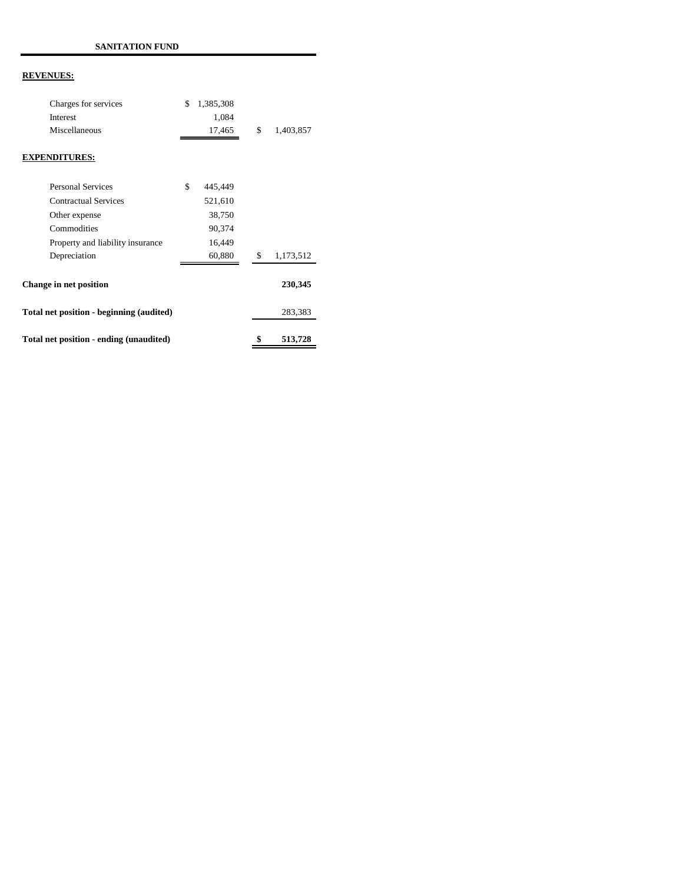**SANITATION FUND**

| | | |
|---|---|---|
| **REVENUES:** | | |
| Charges for services | $ 1,385,308 | |
| Interest | 1,084 | |
| Miscellaneous | 17,465 | $ 1,403,857 |
| **EXPENDITURES:** | | |
| Personal Services | $ 445,449 | |
| Contractual Services | 521,610 | |
| Other expense | 38,750 | |
| Commodities | 90,374 | |
| Property and liability insurance | 16,449 | |
| Depreciation | 60,880 | $ 1,173,512 |
| **Change in net position** | | **230,345** |
| **Total net position - beginning (audited)** | | 283,383 |
| **Total net position - ending (unaudited)** | | **$ 513,728** |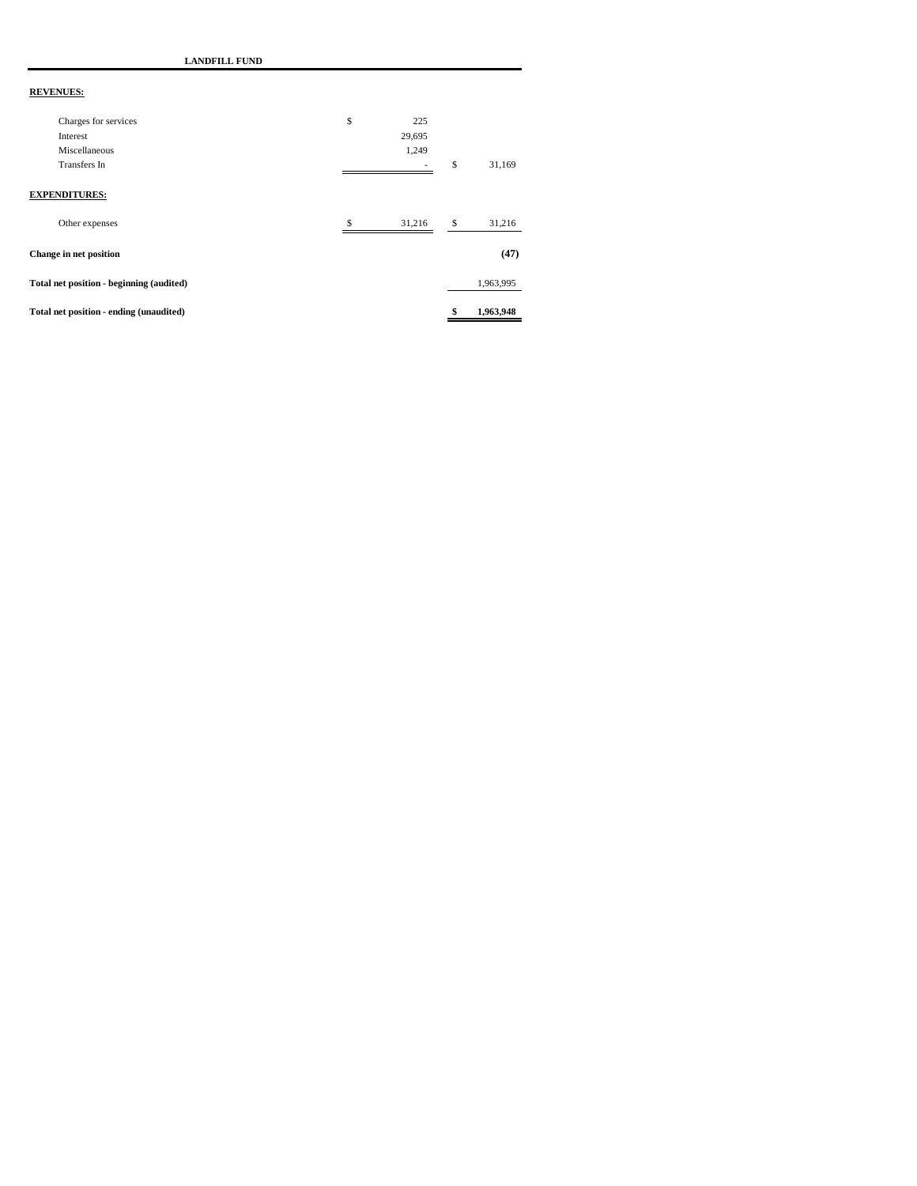**LANDFILL FUND**

| | | |
|---|---|---|
| **REVENUES:** | | |
| Charges for services | $ 225 | |
| Interest | 29,695 | |
| Miscellaneous | 1,249 | |
| Transfers In | - | $ 31,169 |
| **EXPENDITURES:** | | |
| Other expenses | $ 31,216 | $ 31,216 |
| **Change in net position** | | **(47)** |
| **Total net position - beginning (audited)** | | 1,963,995 |
| **Total net position - ending (unaudited)** | | **$ 1,963,948** |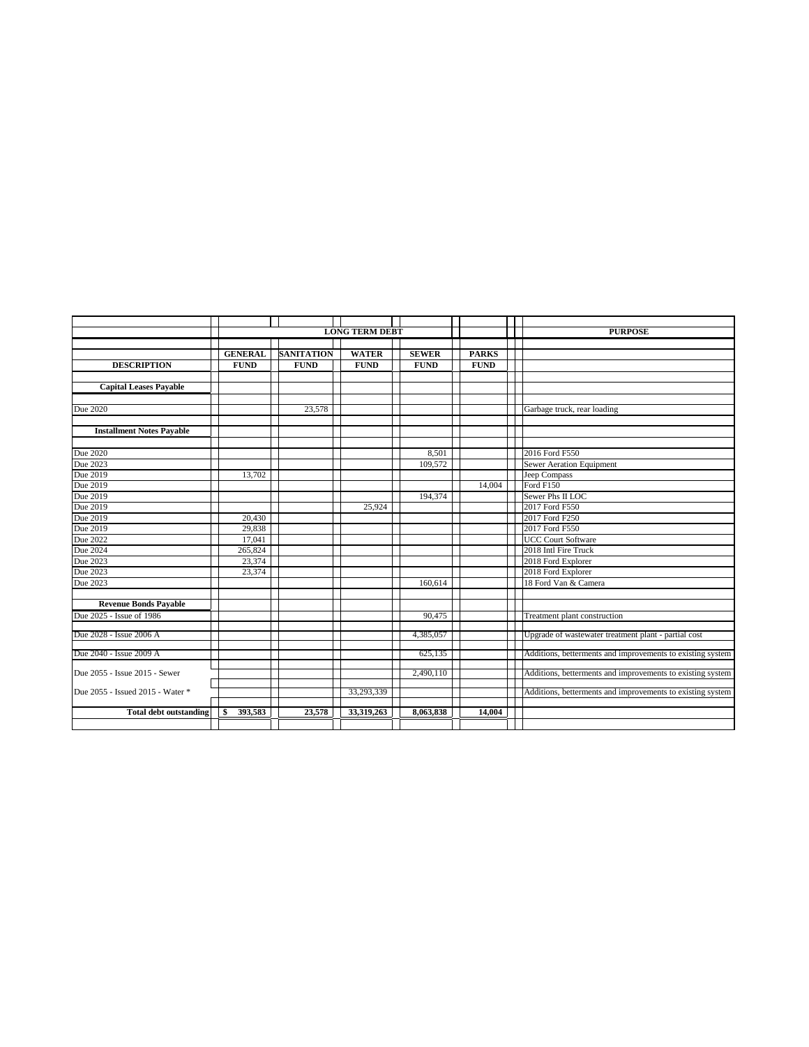| | LONG TERM DEBT | | | | | PURPOSE |
|---|---|---|---|---|---|---|
| DESCRIPTION | GENERAL FUND | SANITATION FUND | WATER FUND | SEWER FUND | PARKS FUND | |
| **Capital Leases Payable** | | | | | | |
| Due 2020 | | 23,578 | | | | Garbage truck, rear loading |
| **Installment Notes Payable** | | | | | | |
| Due 2020 | | | | 8,501 | | 2016 Ford F550 |
| Due 2023 | | | | 109,572 | | Sewer Aeration Equipment |
| Due 2019 | 13,702 | | | | | Jeep Compass |
| Due 2019 | | | | | 14,004 | Ford F150 |
| Due 2019 | | | | 194,374 | | Sewer Phs II LOC |
| Due 2019 | | | 25,924 | | | 2017 Ford F550 |
| Due 2019 | 20,430 | | | | | 2017 Ford F250 |
| Due 2019 | 29,838 | | | | | 2017 Ford F550 |
| Due 2022 | 17,041 | | | | | UCC Court Software |
| Due 2024 | 265,824 | | | | | 2018 Intl Fire Truck |
| Due 2023 | 23,374 | | | | | 2018 Ford Explorer |
| Due 2023 | 23,374 | | | | | 2018 Ford Explorer |
| Due 2023 | | | | 160,614 | | 18 Ford Van & Camera |
| **Revenue Bonds Payable** | | | | | | |
| Due 2025 - Issue of 1986 | | | | 90,475 | | Treatment plant construction |
| Due 2028 - Issue 2006 A | | | | 4,385,057 | | Upgrade of wastewater treatment plant - partial cost |
| Due 2040 - Issue 2009 A | | | | 625,135 | | Additions, betterments and improvements to existing system |
| Due 2055 - Issue 2015 - Sewer | | | | 2,490,110 | | Additions, betterments and improvements to existing system |
| Due 2055 - Issued 2015 - Water * | | | 33,293,339 | | | Additions, betterments and improvements to existing system |
| **Total debt outstanding** | **$ 393,583** | **23,578** | **33,319,263** | **8,063,838** | **14,004** | |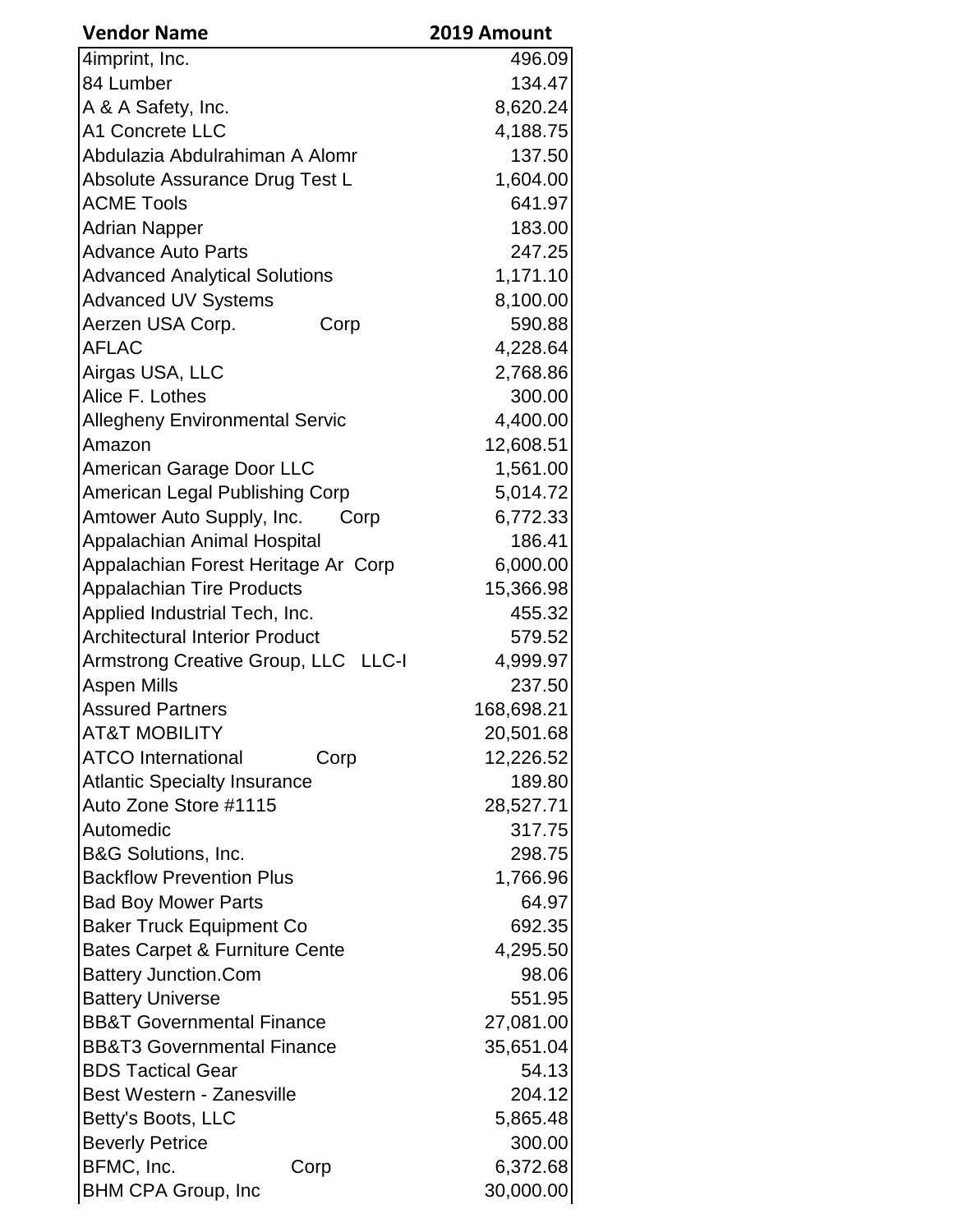| Vendor Name | 2019 Amount |
|---|---|
| 4imprint, Inc. | 496.09 |
| 84 Lumber | 134.47 |
| A & A Safety, Inc. | 8,620.24 |
| A1 Concrete LLC | 4,188.75 |
| Abdulazia Abdulrahiman A Alomr | 137.50 |
| Absolute Assurance Drug Test L | 1,604.00 |
| ACME Tools | 641.97 |
| Adrian Napper | 183.00 |
| Advance Auto Parts | 247.25 |
| Advanced Analytical Solutions | 1,171.10 |
| Advanced UV Systems | 8,100.00 |
| Aerzen USA Corp. Corp | 590.88 |
| AFLAC | 4,228.64 |
| Airgas USA, LLC | 2,768.86 |
| Alice F. Lothes | 300.00 |
| Allegheny Environmental Servic | 4,400.00 |
| Amazon | 12,608.51 |
| American Garage Door LLC | 1,561.00 |
| American Legal Publishing Corp | 5,014.72 |
| Amtower Auto Supply, Inc. Corp | 6,772.33 |
| Appalachian Animal Hospital | 186.41 |
| Appalachian Forest Heritage Ar Corp | 6,000.00 |
| Appalachian Tire Products | 15,366.98 |
| Applied Industrial Tech, Inc. | 455.32 |
| Architectural Interior Product | 579.52 |
| Armstrong Creative Group, LLC LLC-I | 4,999.97 |
| Aspen Mills | 237.50 |
| Assured Partners | 168,698.21 |
| AT&T MOBILITY | 20,501.68 |
| ATCO International Corp | 12,226.52 |
| Atlantic Specialty Insurance | 189.80 |
| Auto Zone Store #1115 | 28,527.71 |
| Automedic | 317.75 |
| B&G Solutions, Inc. | 298.75 |
| Backflow Prevention Plus | 1,766.96 |
| Bad Boy Mower Parts | 64.97 |
| Baker Truck Equipment Co | 692.35 |
| Bates Carpet & Furniture Cente | 4,295.50 |
| Battery Junction.Com | 98.06 |
| Battery Universe | 551.95 |
| BB&T Governmental Finance | 27,081.00 |
| BB&T3 Governmental Finance | 35,651.04 |
| BDS Tactical Gear | 54.13 |
| Best Western - Zanesville | 204.12 |
| Betty's Boots, LLC | 5,865.48 |
| Beverly Petrice | 300.00 |
| BFMC, Inc. Corp | 6,372.68 |
| BHM CPA Group, Inc | 30,000.00 |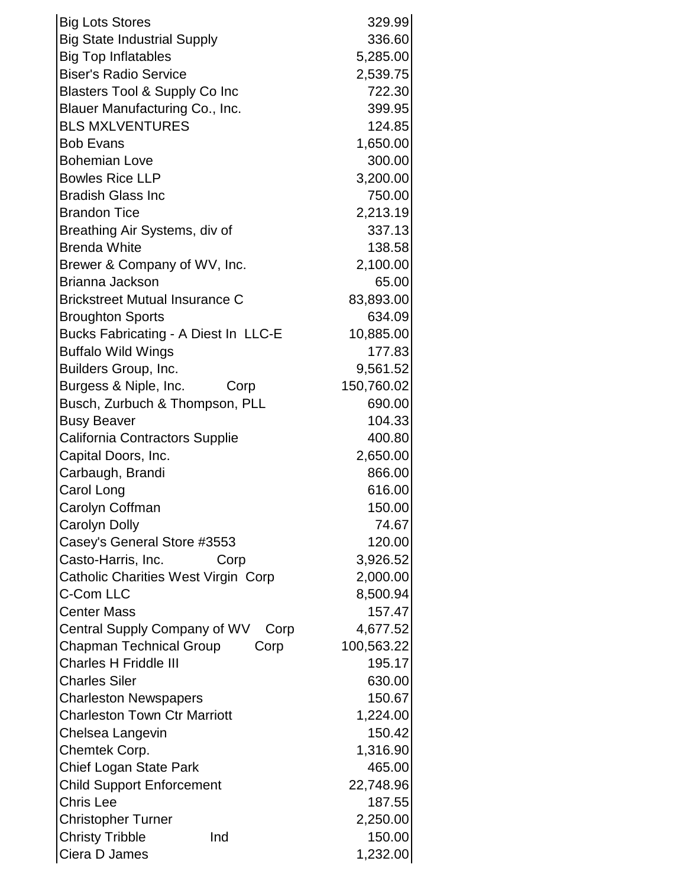| | |
|---|---|
| Big Lots Stores | 329.99 |
| Big State Industrial Supply | 336.60 |
| Big Top Inflatables | 5,285.00 |
| Biser's Radio Service | 2,539.75 |
| Blasters Tool & Supply Co Inc | 722.30 |
| Blauer Manufacturing Co., Inc. | 399.95 |
| BLS MXLVENTURES | 124.85 |
| Bob Evans | 1,650.00 |
| Bohemian Love | 300.00 |
| Bowles Rice LLP | 3,200.00 |
| Bradish Glass Inc | 750.00 |
| Brandon Tice | 2,213.19 |
| Breathing Air Systems, div of | 337.13 |
| Brenda White | 138.58 |
| Brewer & Company of WV, Inc. | 2,100.00 |
| Brianna Jackson | 65.00 |
| Brickstreet Mutual Insurance C | 83,893.00 |
| Broughton Sports | 634.09 |
| Bucks Fabricating - A Diest In LLC-E | 10,885.00 |
| Buffalo Wild Wings | 177.83 |
| Builders Group, Inc. | 9,561.52 |
| Burgess & Niple, Inc. Corp | 150,760.02 |
| Busch, Zurbuch & Thompson, PLL | 690.00 |
| Busy Beaver | 104.33 |
| California Contractors Supplie | 400.80 |
| Capital Doors, Inc. | 2,650.00 |
| Carbaugh, Brandi | 866.00 |
| Carol Long | 616.00 |
| Carolyn Coffman | 150.00 |
| Carolyn Dolly | 74.67 |
| Casey's General Store #3553 | 120.00 |
| Casto-Harris, Inc. Corp | 3,926.52 |
| Catholic Charities West Virgin Corp | 2,000.00 |
| C-Com LLC | 8,500.94 |
| Center Mass | 157.47 |
| Central Supply Company of WV Corp | 4,677.52 |
| Chapman Technical Group Corp | 100,563.22 |
| Charles H Friddle III | 195.17 |
| Charles Siler | 630.00 |
| Charleston Newspapers | 150.67 |
| Charleston Town Ctr Marriott | 1,224.00 |
| Chelsea Langevin | 150.42 |
| Chemtek Corp. | 1,316.90 |
| Chief Logan State Park | 465.00 |
| Child Support Enforcement | 22,748.96 |
| Chris Lee | 187.55 |
| Christopher Turner | 2,250.00 |
| Christy Tribble Ind | 150.00 |
| Ciera D James | 1,232.00 |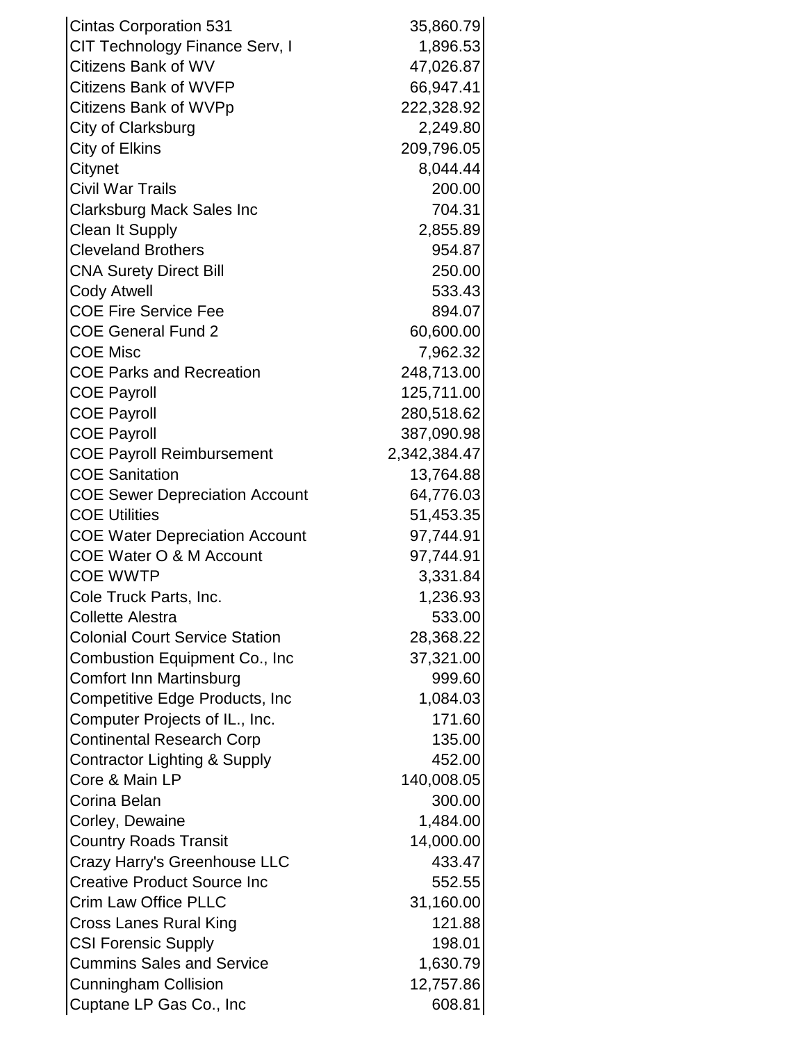| | |
|---|---|
| Cintas Corporation 531 | 35,860.79 |
| CIT Technology Finance Serv, I | 1,896.53 |
| Citizens Bank of WV | 47,026.87 |
| Citizens Bank of WVFP | 66,947.41 |
| Citizens Bank of WVPp | 222,328.92 |
| City of Clarksburg | 2,249.80 |
| City of Elkins | 209,796.05 |
| Citynet | 8,044.44 |
| Civil War Trails | 200.00 |
| Clarksburg Mack Sales Inc | 704.31 |
| Clean It Supply | 2,855.89 |
| Cleveland Brothers | 954.87 |
| CNA Surety Direct Bill | 250.00 |
| Cody Atwell | 533.43 |
| COE Fire Service Fee | 894.07 |
| COE General Fund 2 | 60,600.00 |
| COE Misc | 7,962.32 |
| COE Parks and Recreation | 248,713.00 |
| COE Payroll | 125,711.00 |
| COE Payroll | 280,518.62 |
| COE Payroll | 387,090.98 |
| COE Payroll Reimbursement | 2,342,384.47 |
| COE Sanitation | 13,764.88 |
| COE Sewer Depreciation Account | 64,776.03 |
| COE Utilities | 51,453.35 |
| COE Water Depreciation Account | 97,744.91 |
| COE Water O & M Account | 97,744.91 |
| COE WWTP | 3,331.84 |
| Cole Truck Parts, Inc. | 1,236.93 |
| Collette Alestra | 533.00 |
| Colonial Court Service Station | 28,368.22 |
| Combustion Equipment Co., Inc | 37,321.00 |
| Comfort Inn Martinsburg | 999.60 |
| Competitive Edge Products, Inc | 1,084.03 |
| Computer Projects of IL., Inc. | 171.60 |
| Continental Research Corp | 135.00 |
| Contractor Lighting & Supply | 452.00 |
| Core & Main LP | 140,008.05 |
| Corina Belan | 300.00 |
| Corley, Dewaine | 1,484.00 |
| Country Roads Transit | 14,000.00 |
| Crazy Harry's Greenhouse LLC | 433.47 |
| Creative Product Source Inc | 552.55 |
| Crim Law Office PLLC | 31,160.00 |
| Cross Lanes Rural King | 121.88 |
| CSI Forensic Supply | 198.01 |
| Cummins Sales and Service | 1,630.79 |
| Cunningham Collision | 12,757.86 |
| Cuptane LP Gas Co., Inc | 608.81 |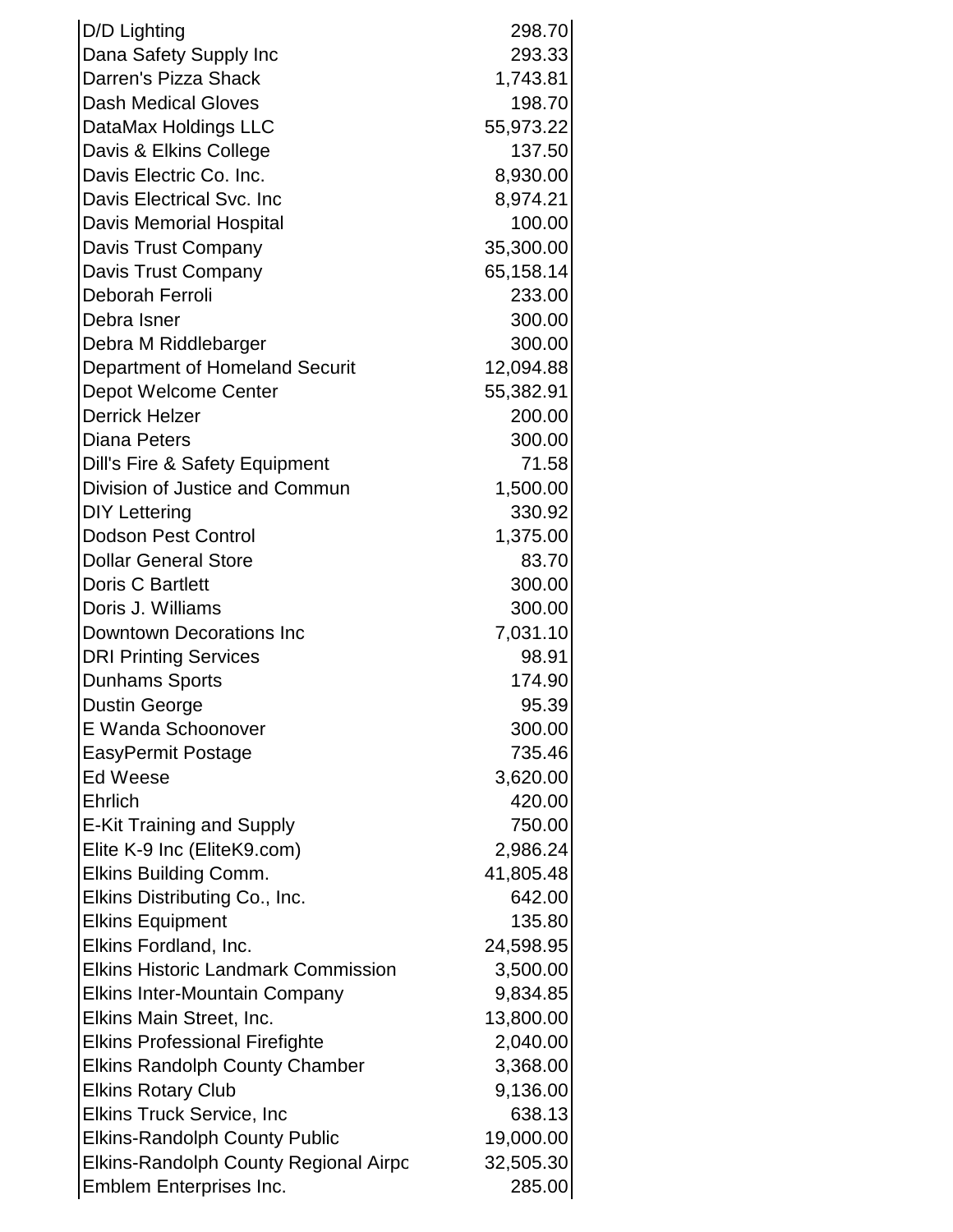| | |
|---|---|
| D/D Lighting | 298.70 |
| Dana Safety Supply Inc | 293.33 |
| Darren's Pizza Shack | 1,743.81 |
| Dash Medical Gloves | 198.70 |
| DataMax Holdings LLC | 55,973.22 |
| Davis & Elkins College | 137.50 |
| Davis Electric Co. Inc. | 8,930.00 |
| Davis Electrical Svc. Inc | 8,974.21 |
| Davis Memorial Hospital | 100.00 |
| Davis Trust Company | 35,300.00 |
| Davis Trust Company | 65,158.14 |
| Deborah Ferroli | 233.00 |
| Debra Isner | 300.00 |
| Debra M Riddlebarger | 300.00 |
| Department of Homeland Securit | 12,094.88 |
| Depot Welcome Center | 55,382.91 |
| Derrick Helzer | 200.00 |
| Diana Peters | 300.00 |
| Dill's Fire & Safety Equipment | 71.58 |
| Division of Justice and Commun | 1,500.00 |
| DIY Lettering | 330.92 |
| Dodson Pest Control | 1,375.00 |
| Dollar General Store | 83.70 |
| Doris C Bartlett | 300.00 |
| Doris J. Williams | 300.00 |
| Downtown Decorations Inc | 7,031.10 |
| DRI Printing Services | 98.91 |
| Dunhams Sports | 174.90 |
| Dustin George | 95.39 |
| E Wanda Schoonover | 300.00 |
| EasyPermit Postage | 735.46 |
| Ed Weese | 3,620.00 |
| Ehrlich | 420.00 |
| E-Kit Training and Supply | 750.00 |
| Elite K-9 Inc (EliteK9.com) | 2,986.24 |
| Elkins Building Comm. | 41,805.48 |
| Elkins Distributing Co., Inc. | 642.00 |
| Elkins Equipment | 135.80 |
| Elkins Fordland, Inc. | 24,598.95 |
| Elkins Historic Landmark Commission | 3,500.00 |
| Elkins Inter-Mountain Company | 9,834.85 |
| Elkins Main Street, Inc. | 13,800.00 |
| Elkins Professional Firefighte | 2,040.00 |
| Elkins Randolph County Chamber | 3,368.00 |
| Elkins Rotary Club | 9,136.00 |
| Elkins Truck Service, Inc | 638.13 |
| Elkins-Randolph County Public | 19,000.00 |
| Elkins-Randolph County Regional Airpc | 32,505.30 |
| Emblem Enterprises Inc. | 285.00 |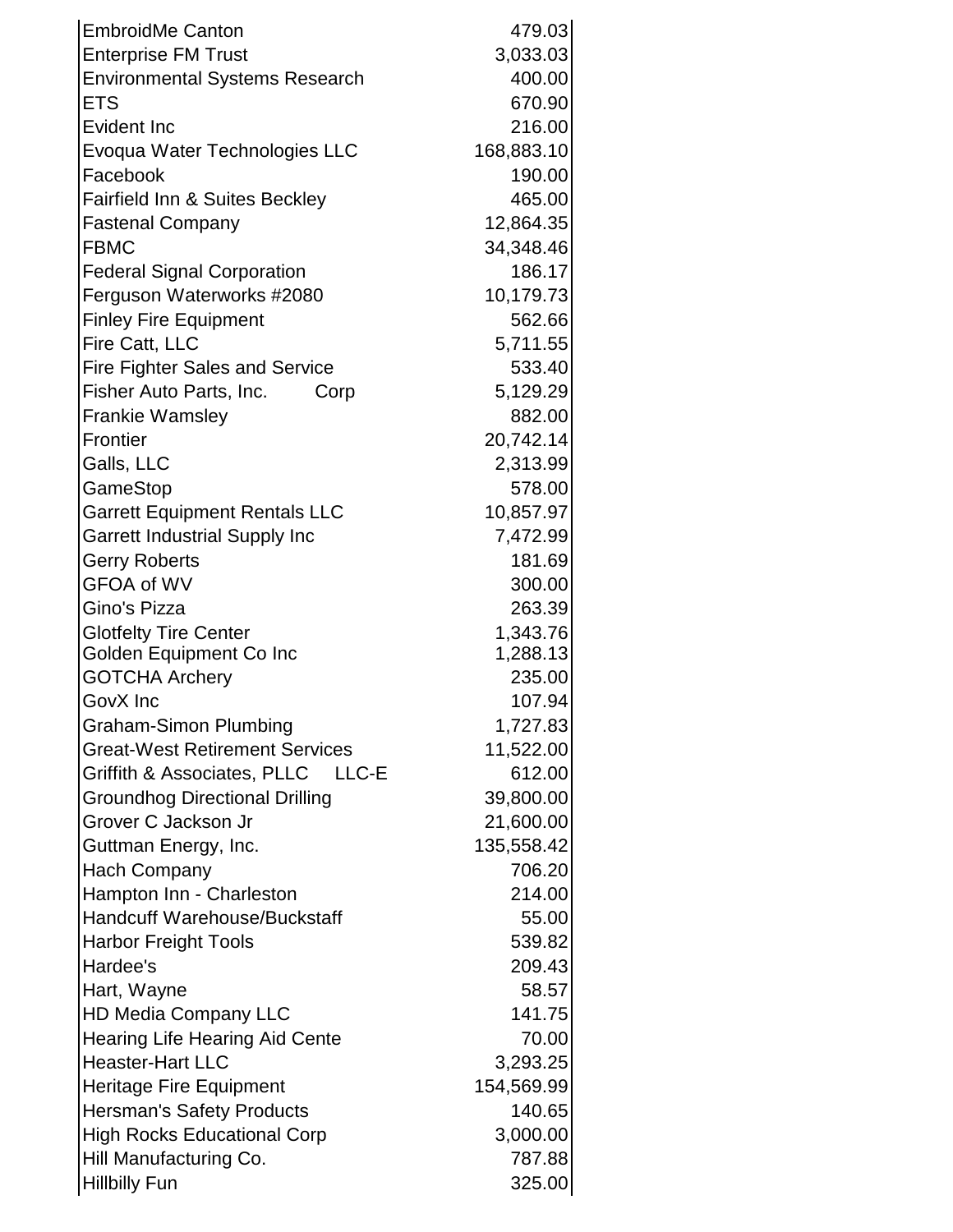| | |
|---|---|
| EmbroidMe Canton | 479.03 |
| Enterprise FM Trust | 3,033.03 |
| Environmental Systems Research | 400.00 |
| ETS | 670.90 |
| Evident Inc | 216.00 |
| Evoqua Water Technologies LLC | 168,883.10 |
| Facebook | 190.00 |
| Fairfield Inn & Suites Beckley | 465.00 |
| Fastenal Company | 12,864.35 |
| FBMC | 34,348.46 |
| Federal Signal Corporation | 186.17 |
| Ferguson Waterworks #2080 | 10,179.73 |
| Finley Fire Equipment | 562.66 |
| Fire Catt, LLC | 5,711.55 |
| Fire Fighter Sales and Service | 533.40 |
| Fisher Auto Parts, Inc. Corp | 5,129.29 |
| Frankie Wamsley | 882.00 |
| Frontier | 20,742.14 |
| Galls, LLC | 2,313.99 |
| GameStop | 578.00 |
| Garrett Equipment Rentals LLC | 10,857.97 |
| Garrett Industrial Supply Inc | 7,472.99 |
| Gerry Roberts | 181.69 |
| GFOA of WV | 300.00 |
| Gino's Pizza | 263.39 |
| Glotfelty Tire Center | 1,343.76 |
| Golden Equipment Co Inc | 1,288.13 |
| GOTCHA Archery | 235.00 |
| GovX Inc | 107.94 |
| Graham-Simon Plumbing | 1,727.83 |
| Great-West Retirement Services | 11,522.00 |
| Griffith & Associates, PLLC LLC-E | 612.00 |
| Groundhog Directional Drilling | 39,800.00 |
| Grover C Jackson Jr | 21,600.00 |
| Guttman Energy, Inc. | 135,558.42 |
| Hach Company | 706.20 |
| Hampton Inn - Charleston | 214.00 |
| Handcuff Warehouse/Buckstaff | 55.00 |
| Harbor Freight Tools | 539.82 |
| Hardee's | 209.43 |
| Hart, Wayne | 58.57 |
| HD Media Company LLC | 141.75 |
| Hearing Life Hearing Aid Cente | 70.00 |
| Heaster-Hart LLC | 3,293.25 |
| Heritage Fire Equipment | 154,569.99 |
| Hersman's Safety Products | 140.65 |
| High Rocks Educational Corp | 3,000.00 |
| Hill Manufacturing Co. | 787.88 |
| Hillbilly Fun | 325.00 |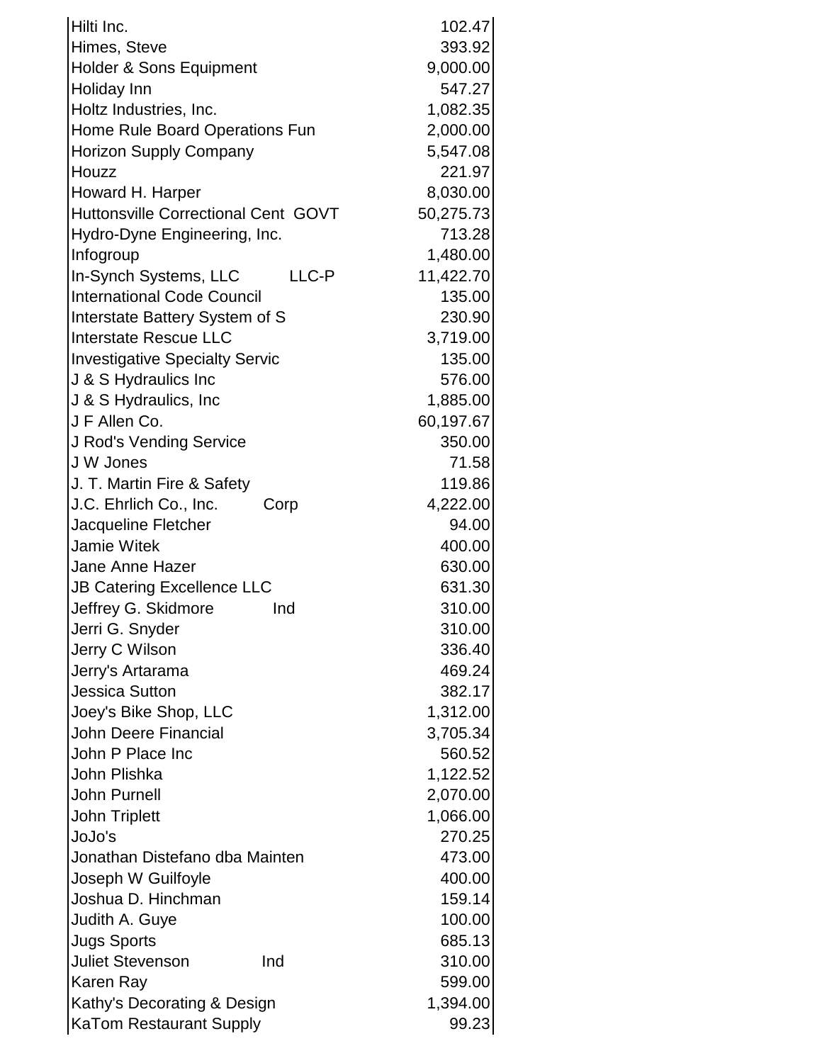| | | |
|---|---|---|
| Hilti Inc. | | 102.47 |
| Himes, Steve | | 393.92 |
| Holder & Sons Equipment | | 9,000.00 |
| Holiday Inn | | 547.27 |
| Holtz Industries, Inc. | | 1,082.35 |
| Home Rule Board Operations Fun | | 2,000.00 |
| Horizon Supply Company | | 5,547.08 |
| Houzz | | 221.97 |
| Howard H. Harper | | 8,030.00 |
| Huttonsville Correctional Cent | GOVT | 50,275.73 |
| Hydro-Dyne Engineering, Inc. | | 713.28 |
| Infogroup | | 1,480.00 |
| In-Synch Systems, LLC | LLC-P | 11,422.70 |
| International Code Council | | 135.00 |
| Interstate Battery System of S | | 230.90 |
| Interstate Rescue LLC | | 3,719.00 |
| Investigative Specialty Servic | | 135.00 |
| J & S Hydraulics Inc | | 576.00 |
| J & S Hydraulics, Inc | | 1,885.00 |
| J F Allen Co. | | 60,197.67 |
| J Rod's Vending Service | | 350.00 |
| J W Jones | | 71.58 |
| J. T. Martin Fire & Safety | | 119.86 |
| J.C. Ehrlich Co., Inc. | Corp | 4,222.00 |
| Jacqueline Fletcher | | 94.00 |
| Jamie Witek | | 400.00 |
| Jane Anne Hazer | | 630.00 |
| JB Catering Excellence LLC | | 631.30 |
| Jeffrey G. Skidmore | Ind | 310.00 |
| Jerri G. Snyder | | 310.00 |
| Jerry C Wilson | | 336.40 |
| Jerry's Artarama | | 469.24 |
| Jessica Sutton | | 382.17 |
| Joey's Bike Shop, LLC | | 1,312.00 |
| John Deere Financial | | 3,705.34 |
| John P Place Inc | | 560.52 |
| John Plishka | | 1,122.52 |
| John Purnell | | 2,070.00 |
| John Triplett | | 1,066.00 |
| JoJo's | | 270.25 |
| Jonathan Distefano dba Mainten | | 473.00 |
| Joseph W Guilfoyle | | 400.00 |
| Joshua D. Hinchman | | 159.14 |
| Judith A. Guye | | 100.00 |
| Jugs Sports | | 685.13 |
| Juliet Stevenson | Ind | 310.00 |
| Karen Ray | | 599.00 |
| Kathy's Decorating & Design | | 1,394.00 |
| KaTom Restaurant Supply | | 99.23 |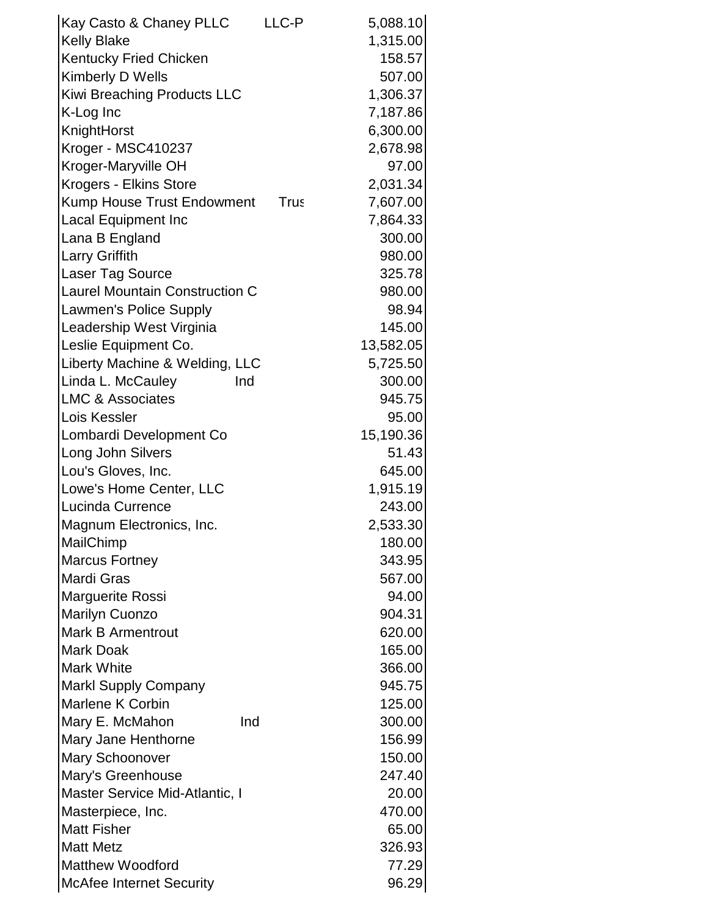| | | |
|---|---|---|
| Kay Casto & Chaney PLLC | LLC-P | 5,088.10 |
| Kelly Blake | | 1,315.00 |
| Kentucky Fried Chicken | | 158.57 |
| Kimberly D Wells | | 507.00 |
| Kiwi Breaching Products LLC | | 1,306.37 |
| K-Log Inc | | 7,187.86 |
| KnightHorst | | 6,300.00 |
| Kroger - MSC410237 | | 2,678.98 |
| Kroger-Maryville OH | | 97.00 |
| Krogers - Elkins Store | | 2,031.34 |
| Kump House Trust Endowment | Trus | 7,607.00 |
| Lacal Equipment Inc | | 7,864.33 |
| Lana B England | | 300.00 |
| Larry Griffith | | 980.00 |
| Laser Tag Source | | 325.78 |
| Laurel Mountain Construction C | | 980.00 |
| Lawmen's Police Supply | | 98.94 |
| Leadership West Virginia | | 145.00 |
| Leslie Equipment Co. | | 13,582.05 |
| Liberty Machine & Welding, LLC | | 5,725.50 |
| Linda L. McCauley | Ind | 300.00 |
| LMC & Associates | | 945.75 |
| Lois Kessler | | 95.00 |
| Lombardi Development Co | | 15,190.36 |
| Long John Silvers | | 51.43 |
| Lou's Gloves, Inc. | | 645.00 |
| Lowe's Home Center, LLC | | 1,915.19 |
| Lucinda Currence | | 243.00 |
| Magnum Electronics, Inc. | | 2,533.30 |
| MailChimp | | 180.00 |
| Marcus Fortney | | 343.95 |
| Mardi Gras | | 567.00 |
| Marguerite Rossi | | 94.00 |
| Marilyn Cuonzo | | 904.31 |
| Mark B Armentrout | | 620.00 |
| Mark Doak | | 165.00 |
| Mark White | | 366.00 |
| Markl Supply Company | | 945.75 |
| Marlene K Corbin | | 125.00 |
| Mary E. McMahon | Ind | 300.00 |
| Mary Jane Henthorne | | 156.99 |
| Mary Schoonover | | 150.00 |
| Mary's Greenhouse | | 247.40 |
| Master Service Mid-Atlantic, I | | 20.00 |
| Masterpiece, Inc. | | 470.00 |
| Matt Fisher | | 65.00 |
| Matt Metz | | 326.93 |
| Matthew Woodford | | 77.29 |
| McAfee Internet Security | | 96.29 |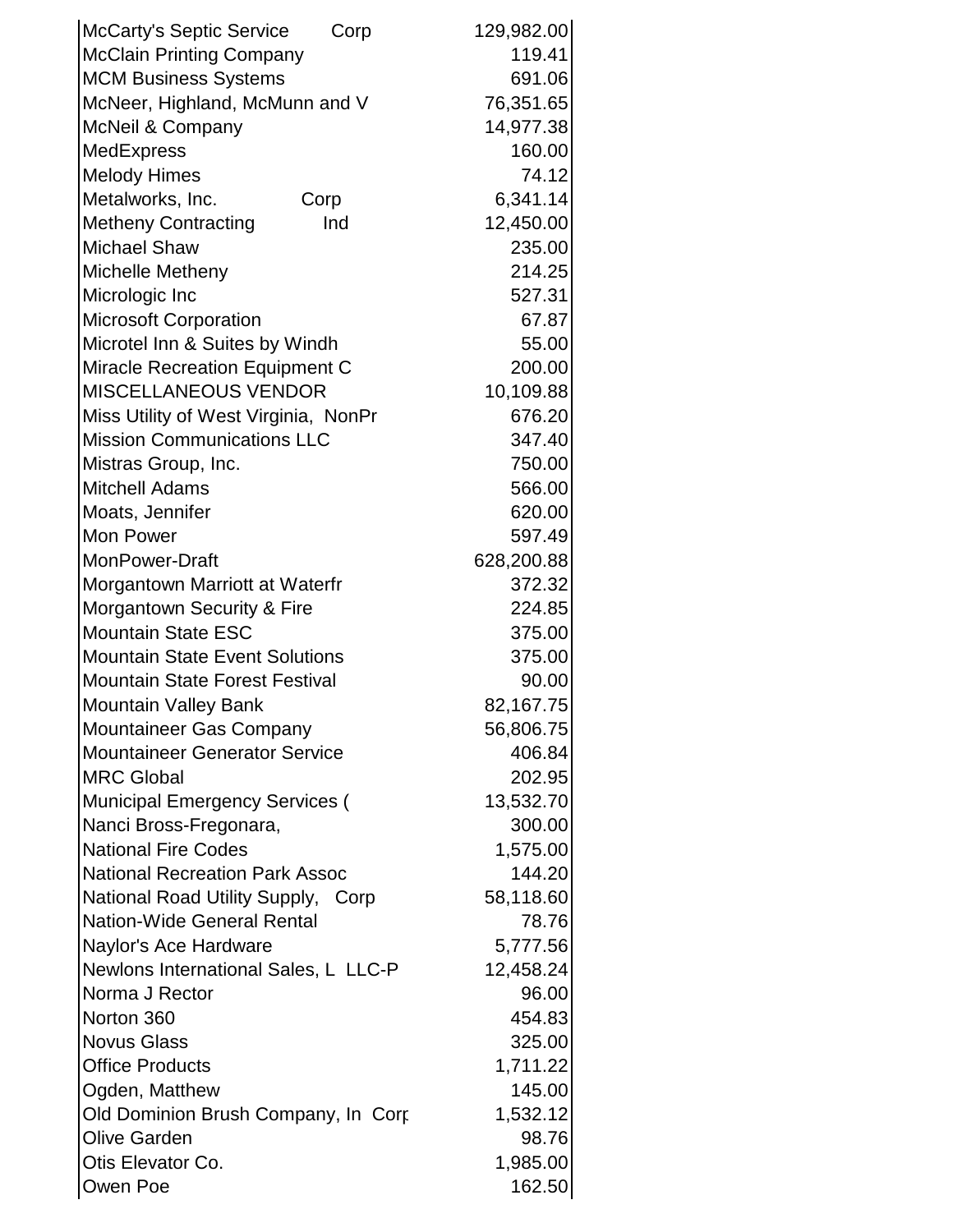| | | |
|---|---|---|
| McCarty's Septic Service | Corp | 129,982.00 |
| McClain Printing Company | | 119.41 |
| MCM Business Systems | | 691.06 |
| McNeer, Highland, McMunn and V | | 76,351.65 |
| McNeil & Company | | 14,977.38 |
| MedExpress | | 160.00 |
| Melody Himes | | 74.12 |
| Metalworks, Inc. | Corp | 6,341.14 |
| Metheny Contracting | Ind | 12,450.00 |
| Michael Shaw | | 235.00 |
| Michelle Metheny | | 214.25 |
| Micrologic Inc | | 527.31 |
| Microsoft Corporation | | 67.87 |
| Microtel Inn & Suites by Windh | | 55.00 |
| Miracle Recreation Equipment C | | 200.00 |
| MISCELLANEOUS VENDOR | | 10,109.88 |
| Miss Utility of West Virginia, | NonPr | 676.20 |
| Mission Communications LLC | | 347.40 |
| Mistras Group, Inc. | | 750.00 |
| Mitchell Adams | | 566.00 |
| Moats, Jennifer | | 620.00 |
| Mon Power | | 597.49 |
| MonPower-Draft | | 628,200.88 |
| Morgantown Marriott at Waterfr | | 372.32 |
| Morgantown Security & Fire | | 224.85 |
| Mountain State ESC | | 375.00 |
| Mountain State Event Solutions | | 375.00 |
| Mountain State Forest Festival | | 90.00 |
| Mountain Valley Bank | | 82,167.75 |
| Mountaineer Gas Company | | 56,806.75 |
| Mountaineer Generator Service | | 406.84 |
| MRC Global | | 202.95 |
| Municipal Emergency Services ( | | 13,532.70 |
| Nanci Bross-Fregonara, | | 300.00 |
| National Fire Codes | | 1,575.00 |
| National Recreation Park Assoc | | 144.20 |
| National Road Utility Supply, | Corp | 58,118.60 |
| Nation-Wide General Rental | | 78.76 |
| Naylor's Ace Hardware | | 5,777.56 |
| Newlons International Sales, L | LLC-P | 12,458.24 |
| Norma J Rector | | 96.00 |
| Norton 360 | | 454.83 |
| Novus Glass | | 325.00 |
| Office Products | | 1,711.22 |
| Ogden, Matthew | | 145.00 |
| Old Dominion Brush Company, In | Corp | 1,532.12 |
| Olive Garden | | 98.76 |
| Otis Elevator Co. | | 1,985.00 |
| Owen Poe | | 162.50 |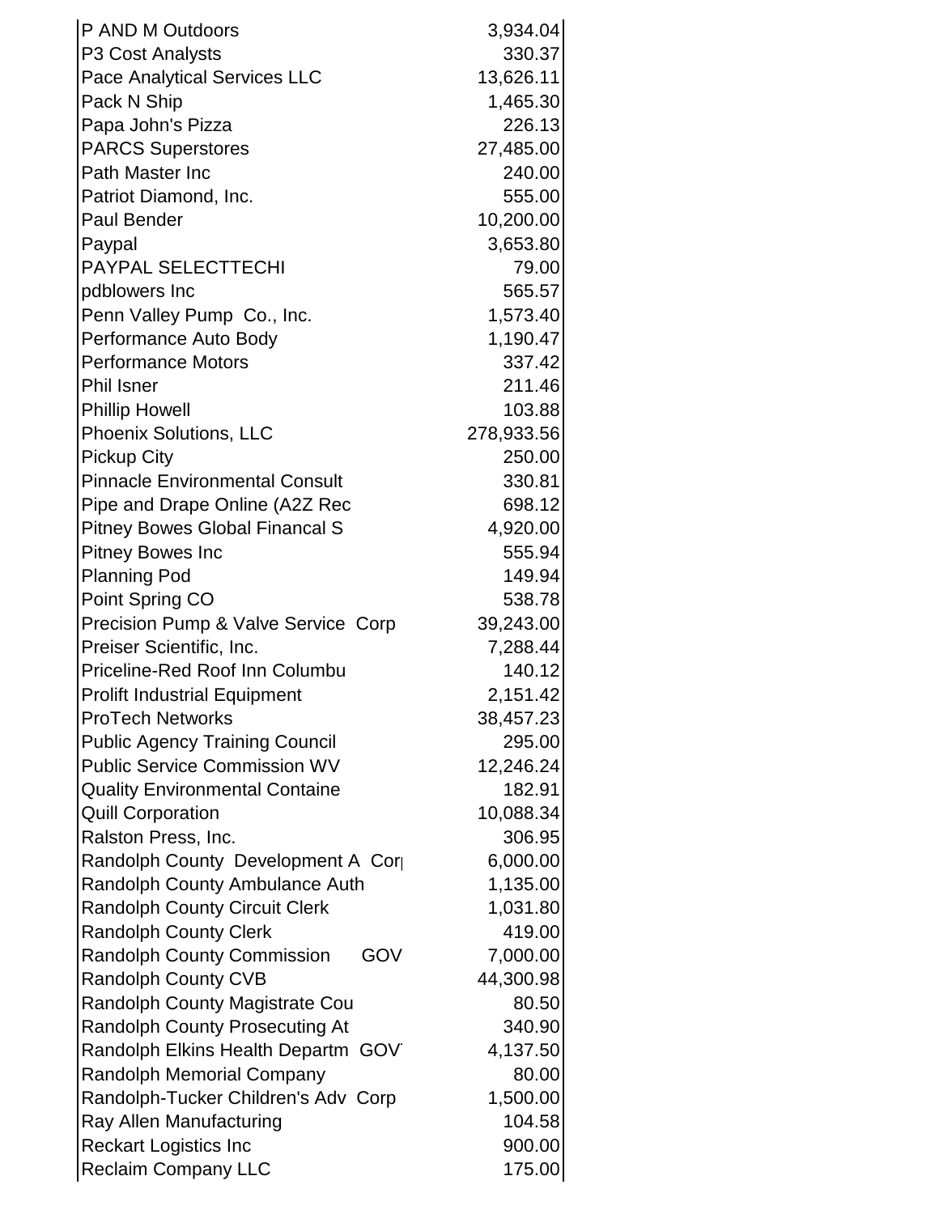| | |
|---|---|
| P AND M Outdoors | 3,934.04 |
| P3 Cost Analysts | 330.37 |
| Pace Analytical Services LLC | 13,626.11 |
| Pack N Ship | 1,465.30 |
| Papa John's Pizza | 226.13 |
| PARCS Superstores | 27,485.00 |
| Path Master Inc | 240.00 |
| Patriot Diamond, Inc. | 555.00 |
| Paul Bender | 10,200.00 |
| Paypal | 3,653.80 |
| PAYPAL SELECTTECHI | 79.00 |
| pdblowers Inc | 565.57 |
| Penn Valley Pump Co., Inc. | 1,573.40 |
| Performance Auto Body | 1,190.47 |
| Performance Motors | 337.42 |
| Phil Isner | 211.46 |
| Phillip Howell | 103.88 |
| Phoenix Solutions, LLC | 278,933.56 |
| Pickup City | 250.00 |
| Pinnacle Environmental Consult | 330.81 |
| Pipe and Drape Online (A2Z Rec | 698.12 |
| Pitney Bowes Global Financal S | 4,920.00 |
| Pitney Bowes Inc | 555.94 |
| Planning Pod | 149.94 |
| Point Spring CO | 538.78 |
| Precision Pump & Valve Service Corp | 39,243.00 |
| Preiser Scientific, Inc. | 7,288.44 |
| Priceline-Red Roof Inn Columbu | 140.12 |
| Prolift Industrial Equipment | 2,151.42 |
| ProTech Networks | 38,457.23 |
| Public Agency Training Council | 295.00 |
| Public Service Commission WV | 12,246.24 |
| Quality Environmental Containe | 182.91 |
| Quill Corporation | 10,088.34 |
| Ralston Press, Inc. | 306.95 |
| Randolph County Development A Cor | 6,000.00 |
| Randolph County Ambulance Auth | 1,135.00 |
| Randolph County Circuit Clerk | 1,031.80 |
| Randolph County Clerk | 419.00 |
| Randolph County Commission GOV | 7,000.00 |
| Randolph County CVB | 44,300.98 |
| Randolph County Magistrate Cou | 80.50 |
| Randolph County Prosecuting At | 340.90 |
| Randolph Elkins Health Departm GOV | 4,137.50 |
| Randolph Memorial Company | 80.00 |
| Randolph-Tucker Children's Adv Corp | 1,500.00 |
| Ray Allen Manufacturing | 104.58 |
| Reckart Logistics Inc | 900.00 |
| Reclaim Company LLC | 175.00 |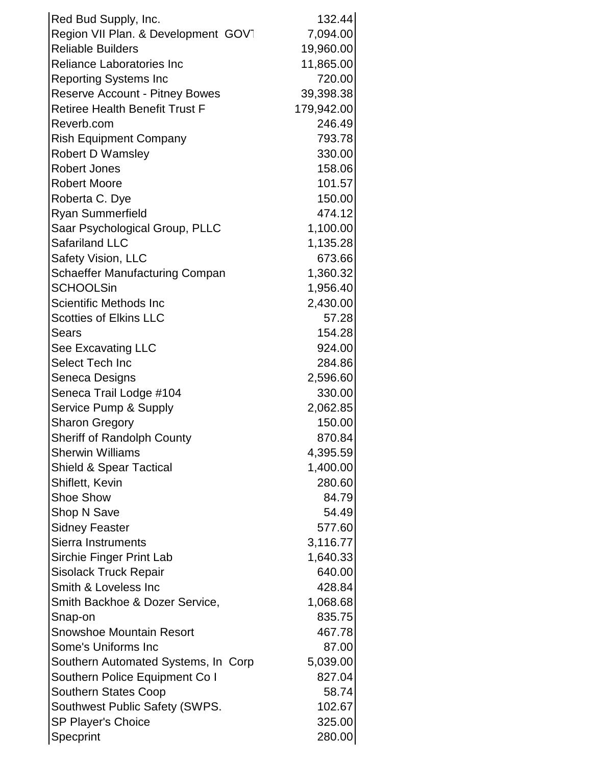| | |
|---|---|
| Red Bud Supply, Inc. | 132.44 |
| Region VII Plan. & Development GOVT | 7,094.00 |
| Reliable Builders | 19,960.00 |
| Reliance Laboratories Inc | 11,865.00 |
| Reporting Systems Inc | 720.00 |
| Reserve Account - Pitney Bowes | 39,398.38 |
| Retiree Health Benefit Trust F | 179,942.00 |
| Reverb.com | 246.49 |
| Rish Equipment Company | 793.78 |
| Robert D Wamsley | 330.00 |
| Robert Jones | 158.06 |
| Robert Moore | 101.57 |
| Roberta C. Dye | 150.00 |
| Ryan Summerfield | 474.12 |
| Saar Psychological Group, PLLC | 1,100.00 |
| Safariland LLC | 1,135.28 |
| Safety Vision, LLC | 673.66 |
| Schaeffer Manufacturing Compan | 1,360.32 |
| SCHOOLSin | 1,956.40 |
| Scientific Methods Inc | 2,430.00 |
| Scotties of Elkins LLC | 57.28 |
| Sears | 154.28 |
| See Excavating LLC | 924.00 |
| Select Tech Inc | 284.86 |
| Seneca Designs | 2,596.60 |
| Seneca Trail Lodge #104 | 330.00 |
| Service Pump & Supply | 2,062.85 |
| Sharon Gregory | 150.00 |
| Sheriff of Randolph County | 870.84 |
| Sherwin Williams | 4,395.59 |
| Shield & Spear Tactical | 1,400.00 |
| Shiflett, Kevin | 280.60 |
| Shoe Show | 84.79 |
| Shop N Save | 54.49 |
| Sidney Feaster | 577.60 |
| Sierra Instruments | 3,116.77 |
| Sirchie Finger Print Lab | 1,640.33 |
| Sisolack Truck Repair | 640.00 |
| Smith & Loveless Inc | 428.84 |
| Smith Backhoe & Dozer Service, | 1,068.68 |
| Snap-on | 835.75 |
| Snowshoe Mountain Resort | 467.78 |
| Some's Uniforms Inc | 87.00 |
| Southern Automated Systems, In Corp | 5,039.00 |
| Southern Police Equipment Co I | 827.04 |
| Southern States Coop | 58.74 |
| Southwest Public Safety (SWPS. | 102.67 |
| SP Player's Choice | 325.00 |
| Specprint | 280.00 |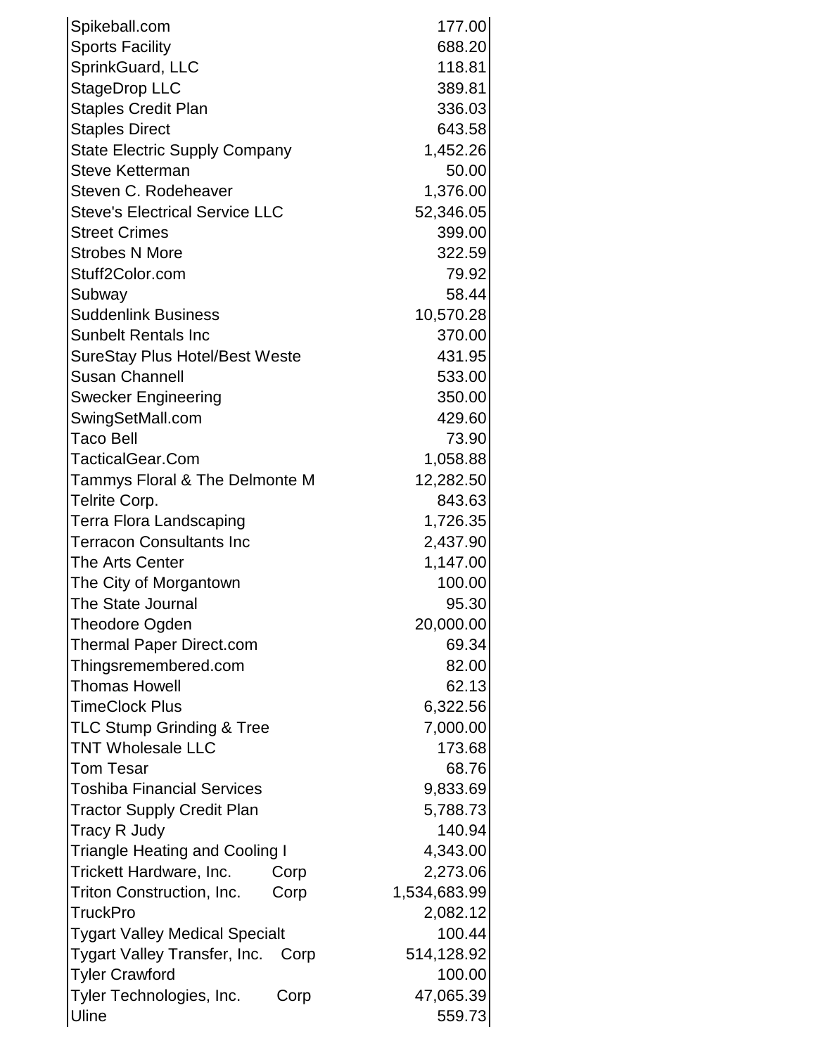| | | |
|---|---|---|
| Spikeball.com | | 177.00 |
| Sports Facility | | 688.20 |
| SprinkGuard, LLC | | 118.81 |
| StageDrop LLC | | 389.81 |
| Staples Credit Plan | | 336.03 |
| Staples Direct | | 643.58 |
| State Electric Supply Company | | 1,452.26 |
| Steve Ketterman | | 50.00 |
| Steven C. Rodeheaver | | 1,376.00 |
| Steve's Electrical Service LLC | | 52,346.05 |
| Street Crimes | | 399.00 |
| Strobes N More | | 322.59 |
| Stuff2Color.com | | 79.92 |
| Subway | | 58.44 |
| Suddenlink Business | | 10,570.28 |
| Sunbelt Rentals Inc | | 370.00 |
| SureStay Plus Hotel/Best Weste | | 431.95 |
| Susan Channell | | 533.00 |
| Swecker Engineering | | 350.00 |
| SwingSetMall.com | | 429.60 |
| Taco Bell | | 73.90 |
| TacticalGear.Com | | 1,058.88 |
| Tammys Floral & The Delmonte M | | 12,282.50 |
| Telrite Corp. | | 843.63 |
| Terra Flora Landscaping | | 1,726.35 |
| Terracon Consultants Inc | | 2,437.90 |
| The Arts Center | | 1,147.00 |
| The City of Morgantown | | 100.00 |
| The State Journal | | 95.30 |
| Theodore Ogden | | 20,000.00 |
| Thermal Paper Direct.com | | 69.34 |
| Thingsremembered.com | | 82.00 |
| Thomas Howell | | 62.13 |
| TimeClock Plus | | 6,322.56 |
| TLC Stump Grinding & Tree | | 7,000.00 |
| TNT Wholesale LLC | | 173.68 |
| Tom Tesar | | 68.76 |
| Toshiba Financial Services | | 9,833.69 |
| Tractor Supply Credit Plan | | 5,788.73 |
| Tracy R Judy | | 140.94 |
| Triangle Heating and Cooling I | | 4,343.00 |
| Trickett Hardware, Inc. | Corp | 2,273.06 |
| Triton Construction, Inc. | Corp | 1,534,683.99 |
| TruckPro | | 2,082.12 |
| Tygart Valley Medical Specialt | | 100.44 |
| Tygart Valley Transfer, Inc. | Corp | 514,128.92 |
| Tyler Crawford | | 100.00 |
| Tyler Technologies, Inc. | Corp | 47,065.39 |
| Uline | | 559.73 |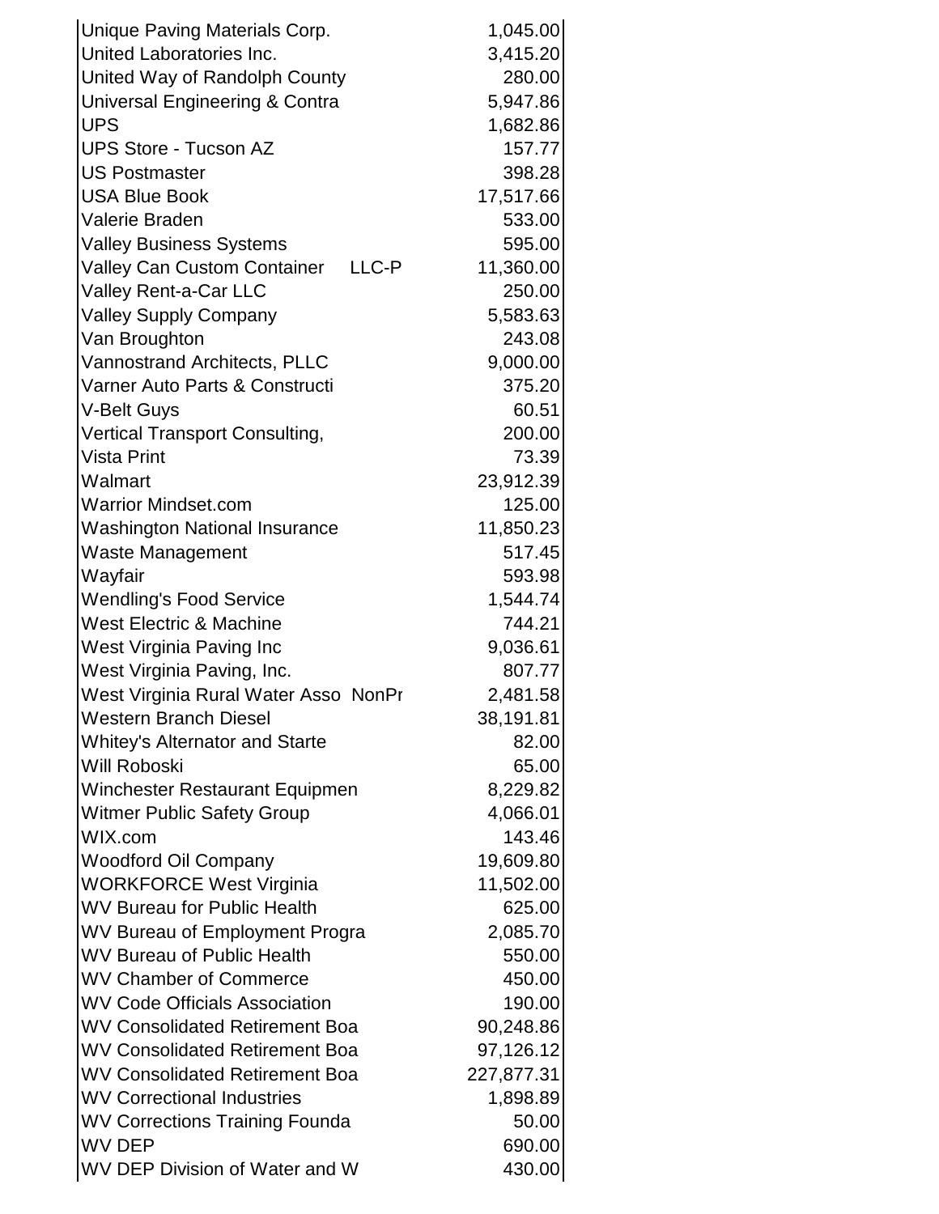| | |
|---|---|
| Unique Paving Materials Corp. | 1,045.00 |
| United Laboratories Inc. | 3,415.20 |
| United Way of Randolph County | 280.00 |
| Universal Engineering & Contra | 5,947.86 |
| UPS | 1,682.86 |
| UPS Store - Tucson AZ | 157.77 |
| US Postmaster | 398.28 |
| USA Blue Book | 17,517.66 |
| Valerie Braden | 533.00 |
| Valley Business Systems | 595.00 |
| Valley Can Custom Container LLC-P | 11,360.00 |
| Valley Rent-a-Car LLC | 250.00 |
| Valley Supply Company | 5,583.63 |
| Van Broughton | 243.08 |
| Vannostrand Architects, PLLC | 9,000.00 |
| Varner Auto Parts & Constructi | 375.20 |
| V-Belt Guys | 60.51 |
| Vertical Transport Consulting, | 200.00 |
| Vista Print | 73.39 |
| Walmart | 23,912.39 |
| Warrior Mindset.com | 125.00 |
| Washington National Insurance | 11,850.23 |
| Waste Management | 517.45 |
| Wayfair | 593.98 |
| Wendling's Food Service | 1,544.74 |
| West Electric & Machine | 744.21 |
| West Virginia Paving Inc | 9,036.61 |
| West Virginia Paving, Inc. | 807.77 |
| West Virginia Rural Water Asso NonPr | 2,481.58 |
| Western Branch Diesel | 38,191.81 |
| Whitey's Alternator and Starte | 82.00 |
| Will Roboski | 65.00 |
| Winchester Restaurant Equipmen | 8,229.82 |
| Witmer Public Safety Group | 4,066.01 |
| WIX.com | 143.46 |
| Woodford Oil Company | 19,609.80 |
| WORKFORCE West Virginia | 11,502.00 |
| WV Bureau for Public Health | 625.00 |
| WV Bureau of Employment Progra | 2,085.70 |
| WV Bureau of Public Health | 550.00 |
| WV Chamber of Commerce | 450.00 |
| WV Code Officials Association | 190.00 |
| WV Consolidated Retirement Boa | 90,248.86 |
| WV Consolidated Retirement Boa | 97,126.12 |
| WV Consolidated Retirement Boa | 227,877.31 |
| WV Correctional Industries | 1,898.89 |
| WV Corrections Training Founda | 50.00 |
| WV DEP | 690.00 |
| WV DEP Division of Water and W | 430.00 |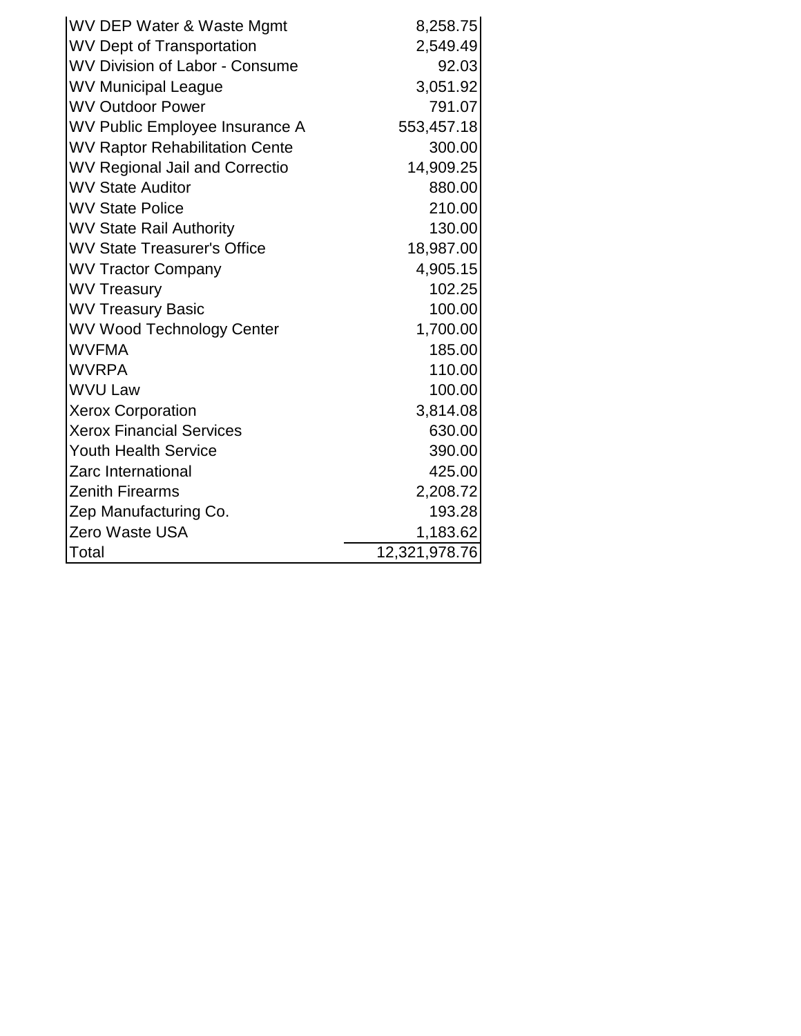| | |
|---|---|
| WV DEP Water & Waste Mgmt | 8,258.75 |
| WV Dept of Transportation | 2,549.49 |
| WV Division of Labor - Consume | 92.03 |
| WV Municipal League | 3,051.92 |
| WV Outdoor Power | 791.07 |
| WV Public Employee Insurance A | 553,457.18 |
| WV Raptor Rehabilitation Cente | 300.00 |
| WV Regional Jail and Correctio | 14,909.25 |
| WV State Auditor | 880.00 |
| WV State Police | 210.00 |
| WV State Rail Authority | 130.00 |
| WV State Treasurer's Office | 18,987.00 |
| WV Tractor Company | 4,905.15 |
| WV Treasury | 102.25 |
| WV Treasury Basic | 100.00 |
| WV Wood Technology Center | 1,700.00 |
| WVFMA | 185.00 |
| WVRPA | 110.00 |
| WVU Law | 100.00 |
| Xerox Corporation | 3,814.08 |
| Xerox Financial Services | 630.00 |
| Youth Health Service | 390.00 |
| Zarc International | 425.00 |
| Zenith Firearms | 2,208.72 |
| Zep Manufacturing Co. | 193.28 |
| Zero Waste USA | 1,183.62 |
| Total | 12,321,978.76 |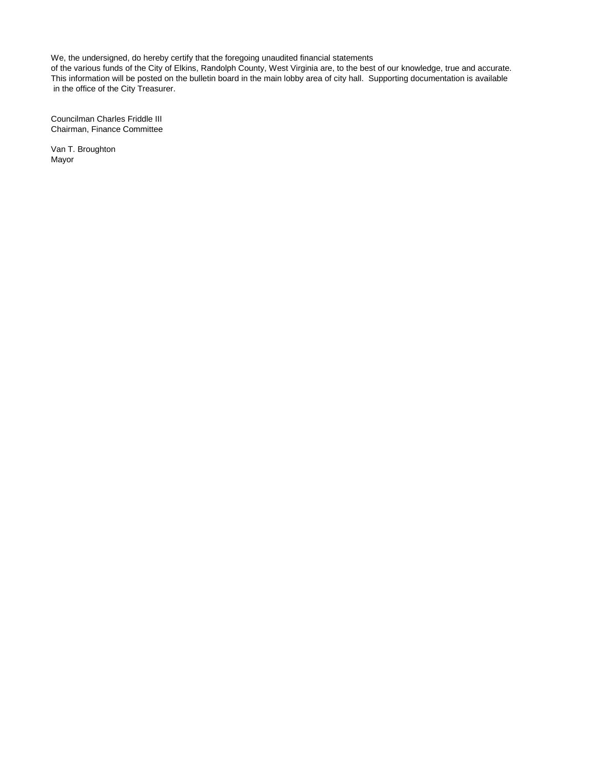We, the undersigned, do hereby certify that the foregoing unaudited financial statements of the various funds of the City of Elkins, Randolph County, West Virginia are, to the best of our knowledge, true and accurate. This information will be posted on the bulletin board in the main lobby area of city hall. Supporting documentation is available in the office of the City Treasurer.

Councilman Charles Friddle III
Chairman, Finance Committee

Van T. Broughton
Mayor